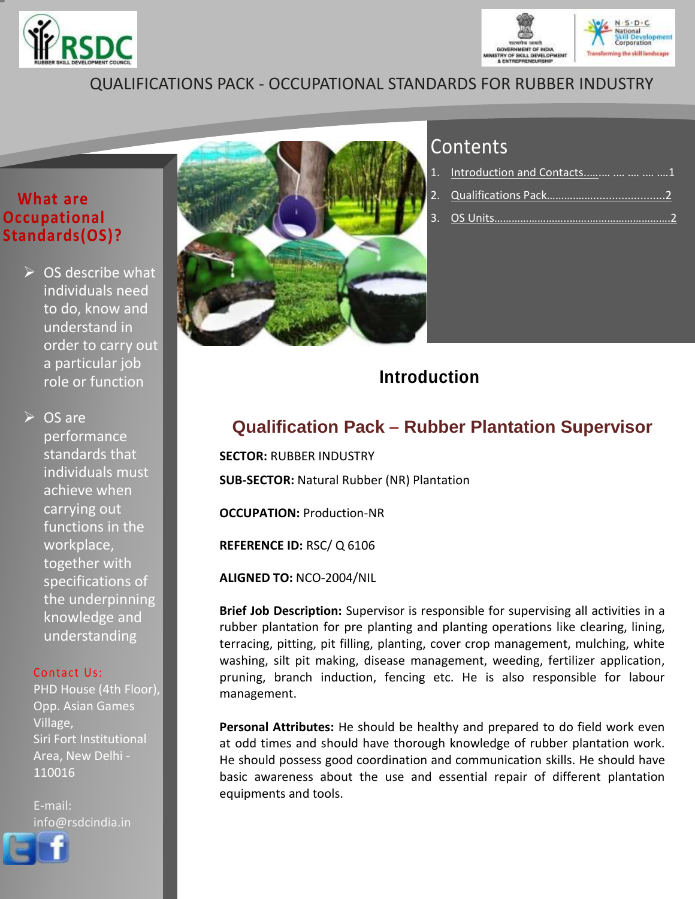QUALIFICATIONS PACK - OCCUPATIONAL STANDARDS FOR RUBBER INDUSTRY

## What are Occupational Standards(OS)?

- OS describe what individuals need to do, know and understand in order to carry out a particular job role or function
- OS are performance standards that individuals must achieve when carrying out functions in the workplace, together with specifications of the underpinning knowledge and understanding

**Contact Us:**
PHD House (4th Floor), Opp. Asian Games Village,
Siri Fort Institutional Area, New Delhi - 110016

E-mail: info@rsdcindia.in

## Contents

1. Introduction and Contacts………. …. …. …. ….1
2. Qualifications Pack……………………………….2
3. OS Units……………………………………………….2

# Introduction

## Qualification Pack – Rubber Plantation Supervisor

**SECTOR:** RUBBER INDUSTRY

**SUB-SECTOR:** Natural Rubber (NR) Plantation

**OCCUPATION:** Production-NR

**REFERENCE ID:** RSC/ Q 6106

**ALIGNED TO:** NCO-2004/NIL

**Brief Job Description:** Supervisor is responsible for supervising all activities in a rubber plantation for pre planting and planting operations like clearing, lining, terracing, pitting, pit filling, planting, cover crop management, mulching, white washing, silt pit making, disease management, weeding, fertilizer application, pruning, branch induction, fencing etc. He is also responsible for labour management.

**Personal Attributes:** He should be healthy and prepared to do field work even at odd times and should have thorough knowledge of rubber plantation work. He should possess good coordination and communication skills. He should have basic awareness about the use and essential repair of different plantation equipments and tools.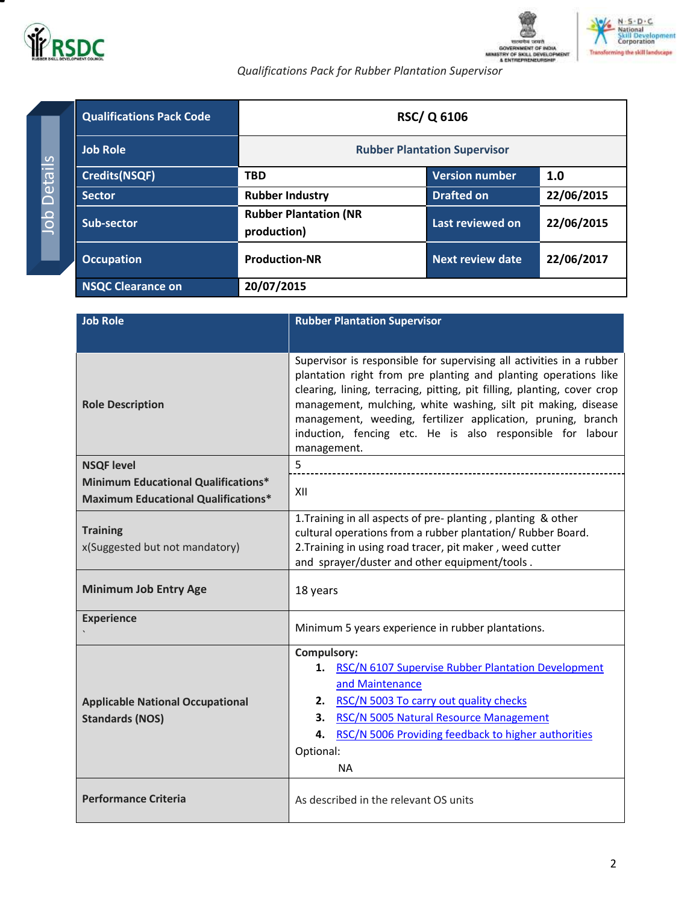Job Details

| Qualifications Pack Code | RSC/ Q 6106 | | |
|---|---|---|---|
| Job Role | Rubber Plantation Supervisor | | |
| Credits(NSQF) | TBD | Version number | 1.0 |
| Sector | Rubber Industry | Drafted on | 22/06/2015 |
| Sub-sector | Rubber Plantation (NR production) | Last reviewed on | 22/06/2015 |
| Occupation | Production-NR | Next review date | 22/06/2017 |
| NSQC Clearance on | 20/07/2015 | | |

| Job Role | Rubber Plantation Supervisor |
|---|---|
| Role Description | Supervisor is responsible for supervising all activities in a rubber plantation right from pre planting and planting operations like clearing, lining, terracing, pitting, pit filling, planting, cover crop management, mulching, white washing, silt pit making, disease management, weeding, fertilizer application, pruning, branch induction, fencing etc. He is also responsible for labour management. |
| NSQF level | 5 |
| Minimum Educational Qualifications* <br> Maximum Educational Qualifications* | XII |
| Training <br> x(Suggested but not mandatory) | 1.Training in all aspects of pre- planting , planting & other cultural operations from a rubber plantation/ Rubber Board. <br> 2.Training in using road tracer, pit maker , weed cutter and sprayer/duster and other equipment/tools . |
| Minimum Job Entry Age | 18 years |
| Experience | Minimum 5 years experience in rubber plantations. |
| Applicable National Occupational Standards (NOS) | **Compulsory:** <br> 1. RSC/N 6107 Supervise Rubber Plantation Development and Maintenance <br> 2. RSC/N 5003 To carry out quality checks <br> 3. RSC/N 5005 Natural Resource Management <br> 4. RSC/N 5006 Providing feedback to higher authorities <br> Optional: <br> NA |
| Performance Criteria | As described in the relevant OS units |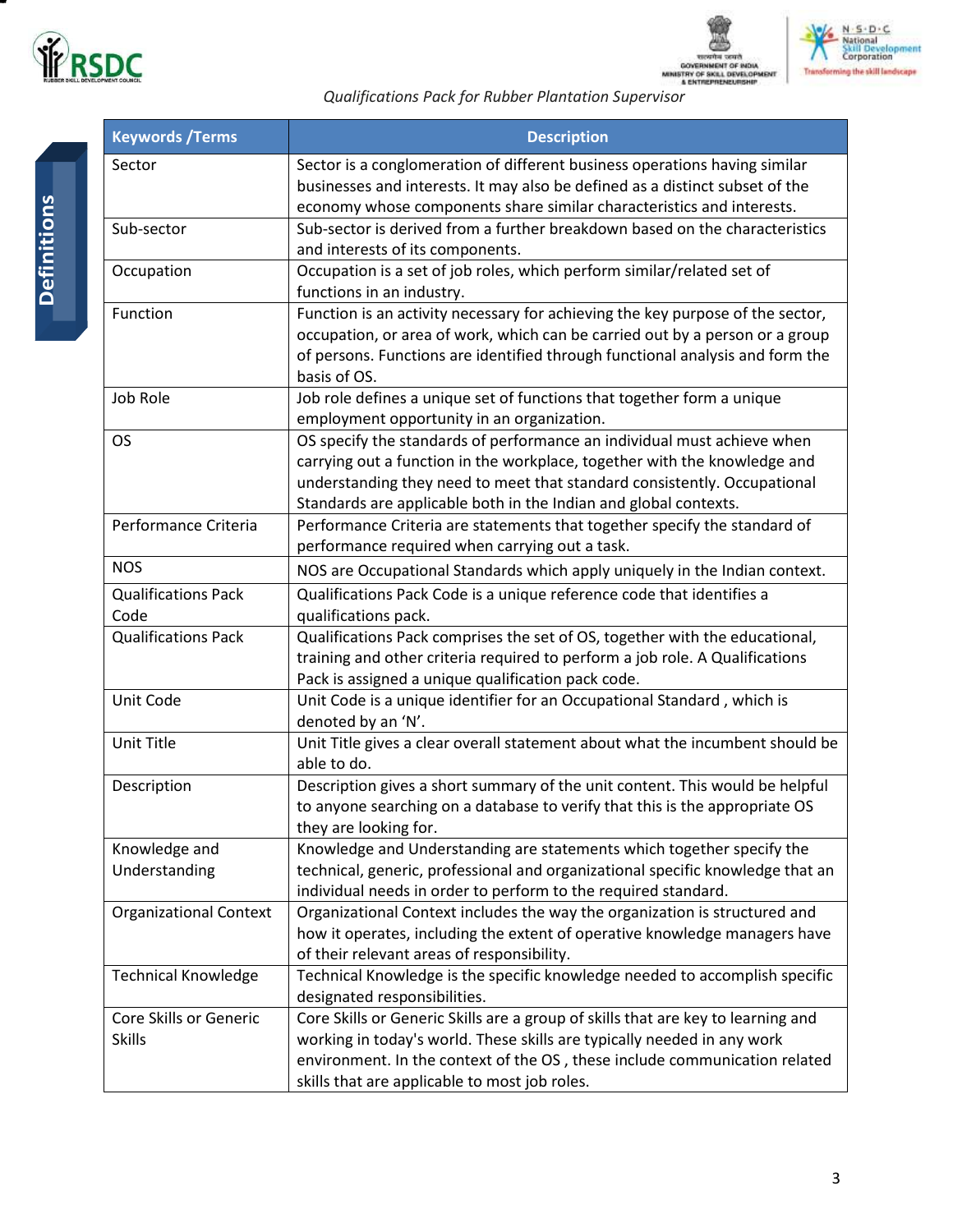## Definitions

| Keywords /Terms | Description |
|---|---|
| Sector | Sector is a conglomeration of different business operations having similar businesses and interests. It may also be defined as a distinct subset of the economy whose components share similar characteristics and interests. |
| Sub-sector | Sub-sector is derived from a further breakdown based on the characteristics and interests of its components. |
| Occupation | Occupation is a set of job roles, which perform similar/related set of functions in an industry. |
| Function | Function is an activity necessary for achieving the key purpose of the sector, occupation, or area of work, which can be carried out by a person or a group of persons. Functions are identified through functional analysis and form the basis of OS. |
| Job Role | Job role defines a unique set of functions that together form a unique employment opportunity in an organization. |
| OS | OS specify the standards of performance an individual must achieve when carrying out a function in the workplace, together with the knowledge and understanding they need to meet that standard consistently. Occupational Standards are applicable both in the Indian and global contexts. |
| Performance Criteria | Performance Criteria are statements that together specify the standard of performance required when carrying out a task. |
| NOS | NOS are Occupational Standards which apply uniquely in the Indian context. |
| Qualifications Pack Code | Qualifications Pack Code is a unique reference code that identifies a qualifications pack. |
| Qualifications Pack | Qualifications Pack comprises the set of OS, together with the educational, training and other criteria required to perform a job role. A Qualifications Pack is assigned a unique qualification pack code. |
| Unit Code | Unit Code is a unique identifier for an Occupational Standard , which is denoted by an 'N'. |
| Unit Title | Unit Title gives a clear overall statement about what the incumbent should be able to do. |
| Description | Description gives a short summary of the unit content. This would be helpful to anyone searching on a database to verify that this is the appropriate OS they are looking for. |
| Knowledge and Understanding | Knowledge and Understanding are statements which together specify the technical, generic, professional and organizational specific knowledge that an individual needs in order to perform to the required standard. |
| Organizational Context | Organizational Context includes the way the organization is structured and how it operates, including the extent of operative knowledge managers have of their relevant areas of responsibility. |
| Technical Knowledge | Technical Knowledge is the specific knowledge needed to accomplish specific designated responsibilities. |
| Core Skills or Generic Skills | Core Skills or Generic Skills are a group of skills that are key to learning and working in today's world. These skills are typically needed in any work environment. In the context of the OS , these include communication related skills that are applicable to most job roles. |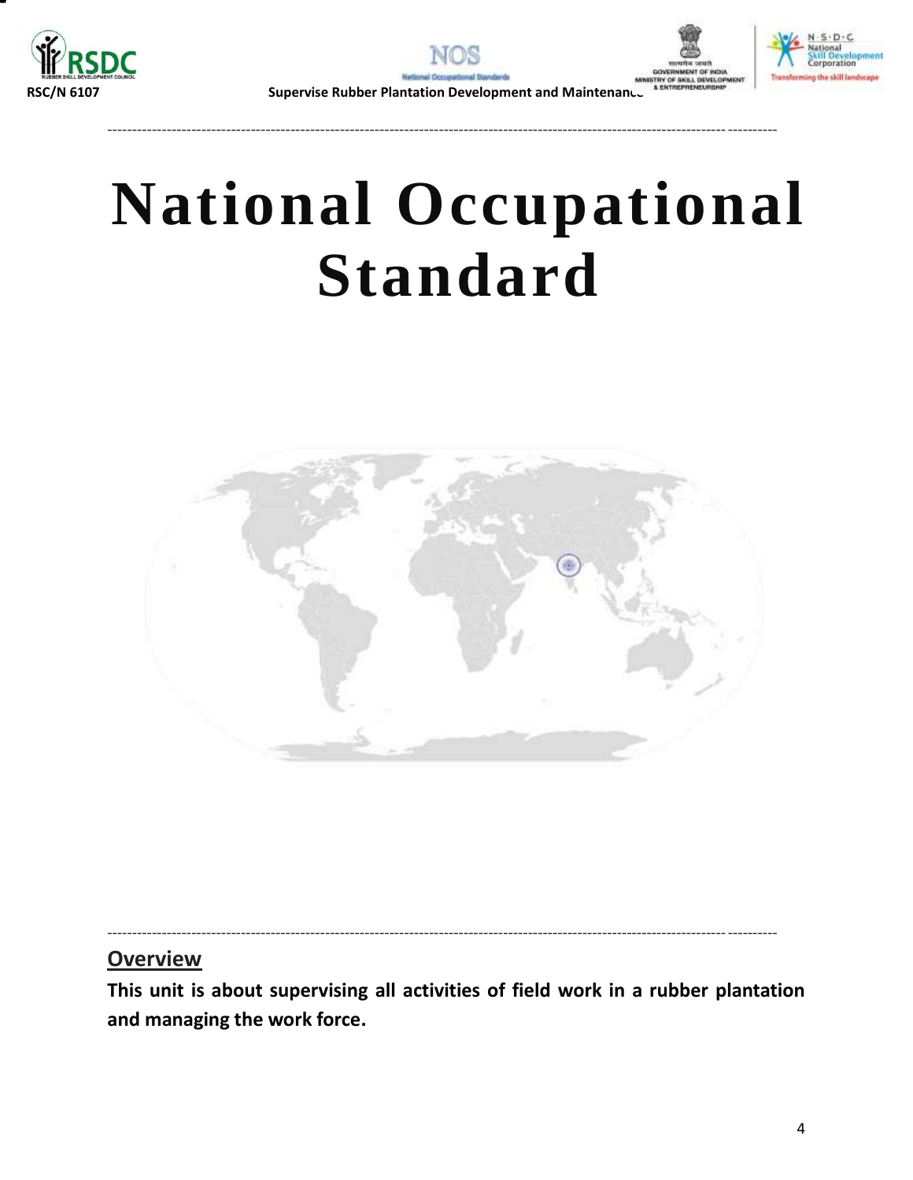# National Occupational Standard

## Overview

**This unit is about supervising all activities of field work in a rubber plantation and managing the work force.**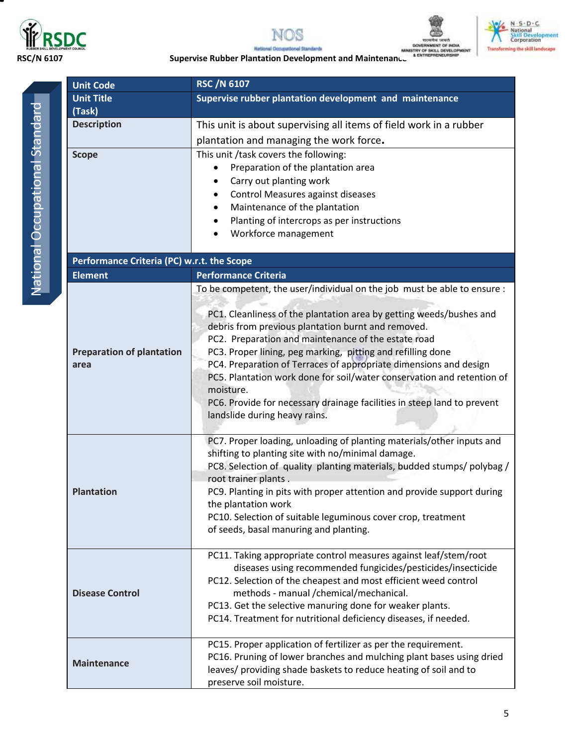| Unit Code | RSC /N 6107 |
|---|---|
| Unit Title (Task) | Supervise rubber plantation development and maintenance |
| Description | This unit is about supervising all items of field work in a rubber plantation and managing the work force. |
| Scope | This unit /task covers the following:<br>• Preparation of the plantation area<br>• Carry out planting work<br>• Control Measures against diseases<br>• Maintenance of the plantation<br>• Planting of intercrops as per instructions<br>• Workforce management |
| **Performance Criteria (PC) w.r.t. the Scope** | |
| **Element** | **Performance Criteria** |
| | To be competent, the user/individual on the job must be able to ensure : |
| Preparation of plantation area | PC1. Cleanliness of the plantation area by getting weeds/bushes and debris from previous plantation burnt and removed.<br>PC2. Preparation and maintenance of the estate road<br>PC3. Proper lining, peg marking, pitting and refilling done<br>PC4. Preparation of Terraces of appropriate dimensions and design<br>PC5. Plantation work done for soil/water conservation and retention of moisture.<br>PC6. Provide for necessary drainage facilities in steep land to prevent landslide during heavy rains. |
| Plantation | PC7. Proper loading, unloading of planting materials/other inputs and shifting to planting site with no/minimal damage.<br>PC8. Selection of quality planting materials, budded stumps/ polybag / root trainer plants .<br>PC9. Planting in pits with proper attention and provide support during the plantation work<br>PC10. Selection of suitable leguminous cover crop, treatment of seeds, basal manuring and planting. |
| Disease Control | PC11. Taking appropriate control measures against leaf/stem/root diseases using recommended fungicides/pesticides/insecticide<br>PC12. Selection of the cheapest and most efficient weed control methods - manual /chemical/mechanical.<br>PC13. Get the selective manuring done for weaker plants.<br>PC14. Treatment for nutritional deficiency diseases, if needed. |
| Maintenance | PC15. Proper application of fertilizer as per the requirement.<br>PC16. Pruning of lower branches and mulching plant bases using dried leaves/ providing shade baskets to reduce heating of soil and to preserve soil moisture. |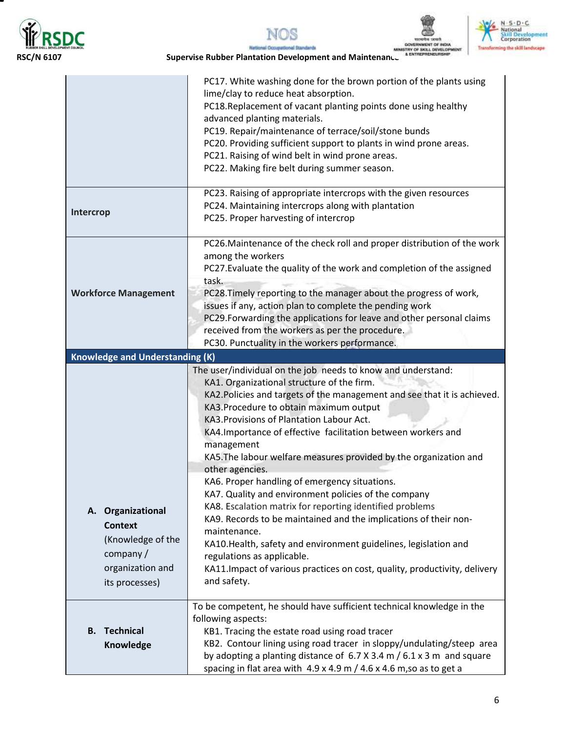| | |
|---|---|
| | PC17. White washing done for the brown portion of the plants using lime/clay to reduce heat absorption.<br>PC18.Replacement of vacant planting points done using healthy advanced planting materials.<br>PC19. Repair/maintenance of terrace/soil/stone bunds<br>PC20. Providing sufficient support to plants in wind prone areas.<br>PC21. Raising of wind belt in wind prone areas.<br>PC22. Making fire belt during summer season. |
| **Intercrop** | PC23. Raising of appropriate intercrops with the given resources<br>PC24. Maintaining intercrops along with plantation<br>PC25. Proper harvesting of intercrop |
| **Workforce Management** | PC26.Maintenance of the check roll and proper distribution of the work among the workers<br>PC27.Evaluate the quality of the work and completion of the assigned task.<br>PC28.Timely reporting to the manager about the progress of work, issues if any, action plan to complete the pending work<br>PC29.Forwarding the applications for leave and other personal claims received from the workers as per the procedure.<br>PC30. Punctuality in the workers performance. |
| **Knowledge and Understanding (K)** | |
| **A. Organizational Context** (Knowledge of the company / organization and its processes) | The user/individual on the job needs to know and understand:<br>KA1. Organizational structure of the firm.<br>KA2.Policies and targets of the management and see that it is achieved.<br>KA3.Procedure to obtain maximum output<br>KA3.Provisions of Plantation Labour Act.<br>KA4.Importance of effective facilitation between workers and management<br>KA5.The labour welfare measures provided by the organization and other agencies.<br>KA6. Proper handling of emergency situations.<br>KA7. Quality and environment policies of the company<br>KA8. Escalation matrix for reporting identified problems<br>KA9. Records to be maintained and the implications of their non-maintenance.<br>KA10.Health, safety and environment guidelines, legislation and regulations as applicable.<br>KA11.Impact of various practices on cost, quality, productivity, delivery and safety. |
| **B. Technical Knowledge** | To be competent, he should have sufficient technical knowledge in the following aspects:<br>KB1. Tracing the estate road using road tracer<br>KB2. Contour lining using road tracer in sloppy/undulating/steep area by adopting a planting distance of 6.7 X 3.4 m / 6.1 x 3 m and square spacing in flat area with 4.9 x 4.9 m / 4.6 x 4.6 m,so as to get a |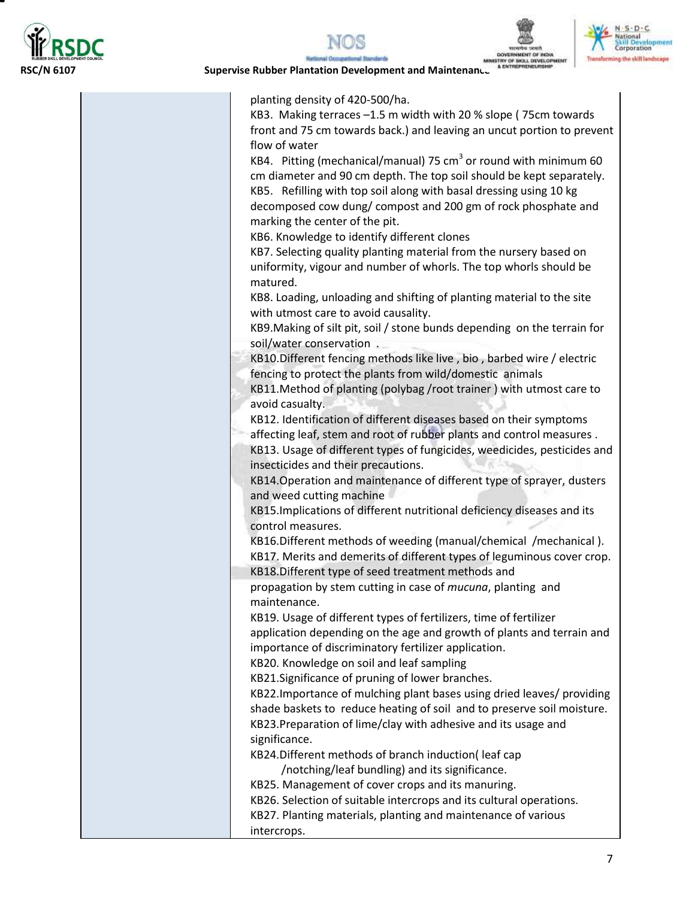| | |
|---|---|
| | planting density of 420-500/ha.<br>KB3. Making terraces –1.5 m width with 20 % slope ( 75cm towards front and 75 cm towards back.) and leaving an uncut portion to prevent flow of water<br>KB4. Pitting (mechanical/manual) 75 $cm^3$ or round with minimum 60 cm diameter and 90 cm depth. The top soil should be kept separately.<br>KB5. Refilling with top soil along with basal dressing using 10 kg decomposed cow dung/ compost and 200 gm of rock phosphate and marking the center of the pit.<br>KB6. Knowledge to identify different clones<br>KB7. Selecting quality planting material from the nursery based on uniformity, vigour and number of whorls. The top whorls should be matured.<br>KB8. Loading, unloading and shifting of planting material to the site with utmost care to avoid causality.<br>KB9.Making of silt pit, soil / stone bunds depending on the terrain for soil/water conservation .<br>KB10.Different fencing methods like live , bio , barbed wire / electric fencing to protect the plants from wild/domestic animals<br>KB11.Method of planting (polybag /root trainer ) with utmost care to avoid casualty.<br>KB12. Identification of different diseases based on their symptoms affecting leaf, stem and root of rubber plants and control measures .<br>KB13. Usage of different types of fungicides, weedicides, pesticides and insecticides and their precautions.<br>KB14.Operation and maintenance of different type of sprayer, dusters and weed cutting machine<br>KB15.Implications of different nutritional deficiency diseases and its control measures.<br>KB16.Different methods of weeding (manual/chemical /mechanical ).<br>KB17. Merits and demerits of different types of leguminous cover crop.<br>KB18.Different type of seed treatment methods and propagation by stem cutting in case of *mucuna*, planting and maintenance.<br>KB19. Usage of different types of fertilizers, time of fertilizer application depending on the age and growth of plants and terrain and importance of discriminatory fertilizer application.<br>KB20. Knowledge on soil and leaf sampling<br>KB21.Significance of pruning of lower branches.<br>KB22.Importance of mulching plant bases using dried leaves/ providing shade baskets to reduce heating of soil and to preserve soil moisture.<br>KB23.Preparation of lime/clay with adhesive and its usage and significance.<br>KB24.Different methods of branch induction( leaf cap /notching/leaf bundling) and its significance.<br>KB25. Management of cover crops and its manuring.<br>KB26. Selection of suitable intercrops and its cultural operations.<br>KB27. Planting materials, planting and maintenance of various intercrops. |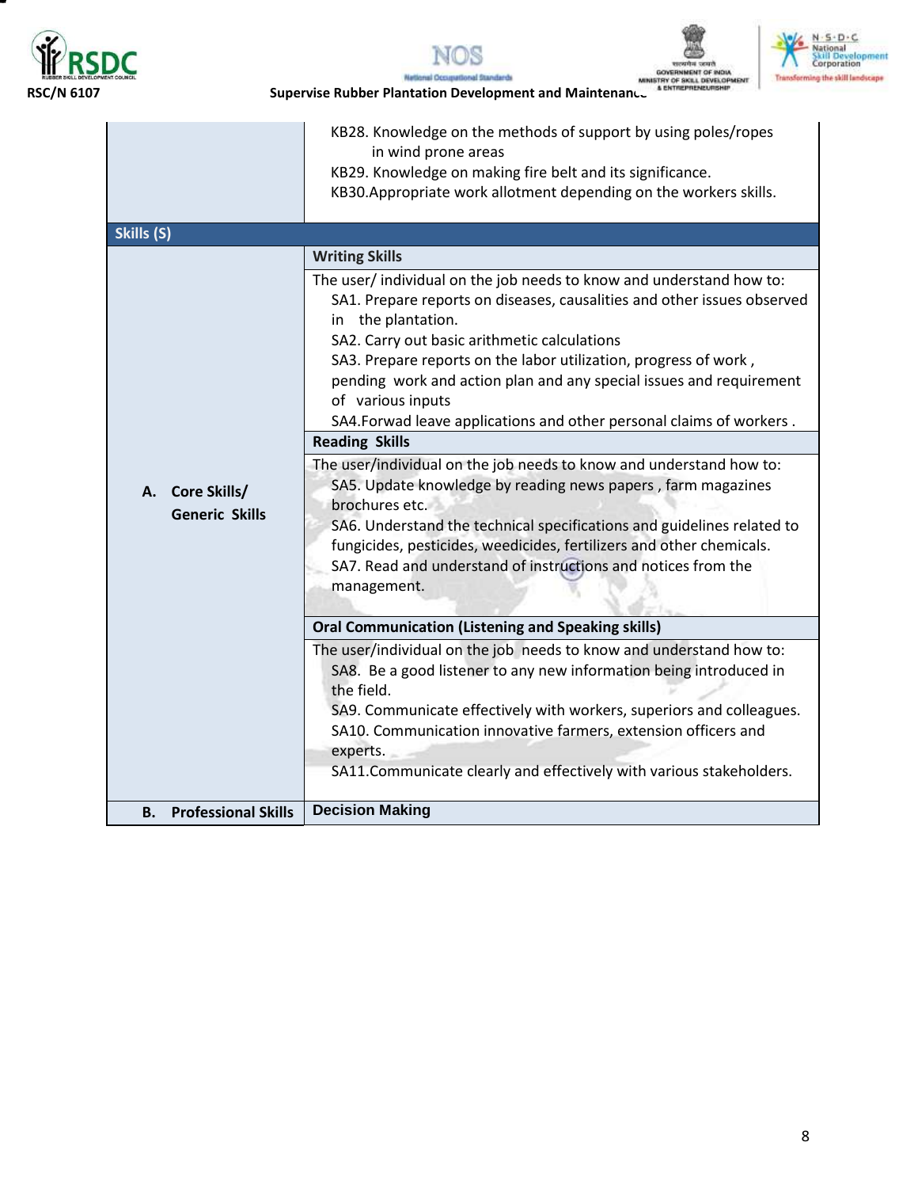|  |  |
|---|---|
|  | KB28. Knowledge on the methods of support by using poles/ropes in wind prone areas<br>KB29. Knowledge on making fire belt and its significance.<br>KB30.Appropriate work allotment depending on the workers skills. |
| **Skills (S)** |  |
| **A. Core Skills/ Generic Skills** | **Writing Skills** |
|  | The user/ individual on the job needs to know and understand how to:<br>SA1. Prepare reports on diseases, causalities and other issues observed in the plantation.<br>SA2. Carry out basic arithmetic calculations<br>SA3. Prepare reports on the labor utilization, progress of work , pending work and action plan and any special issues and requirement of various inputs<br>SA4.Forwad leave applications and other personal claims of workers . |
|  | **Reading Skills** |
|  | The user/individual on the job needs to know and understand how to:<br>SA5. Update knowledge by reading news papers , farm magazines brochures etc.<br>SA6. Understand the technical specifications and guidelines related to fungicides, pesticides, weedicides, fertilizers and other chemicals.<br>SA7. Read and understand of instructions and notices from the management. |
|  | **Oral Communication (Listening and Speaking skills)** |
|  | The user/individual on the job needs to know and understand how to:<br>SA8. Be a good listener to any new information being introduced in the field.<br>SA9. Communicate effectively with workers, superiors and colleagues.<br>SA10. Communication innovative farmers, extension officers and experts.<br>SA11.Communicate clearly and effectively with various stakeholders. |
| **B. Professional Skills** | **Decision Making** |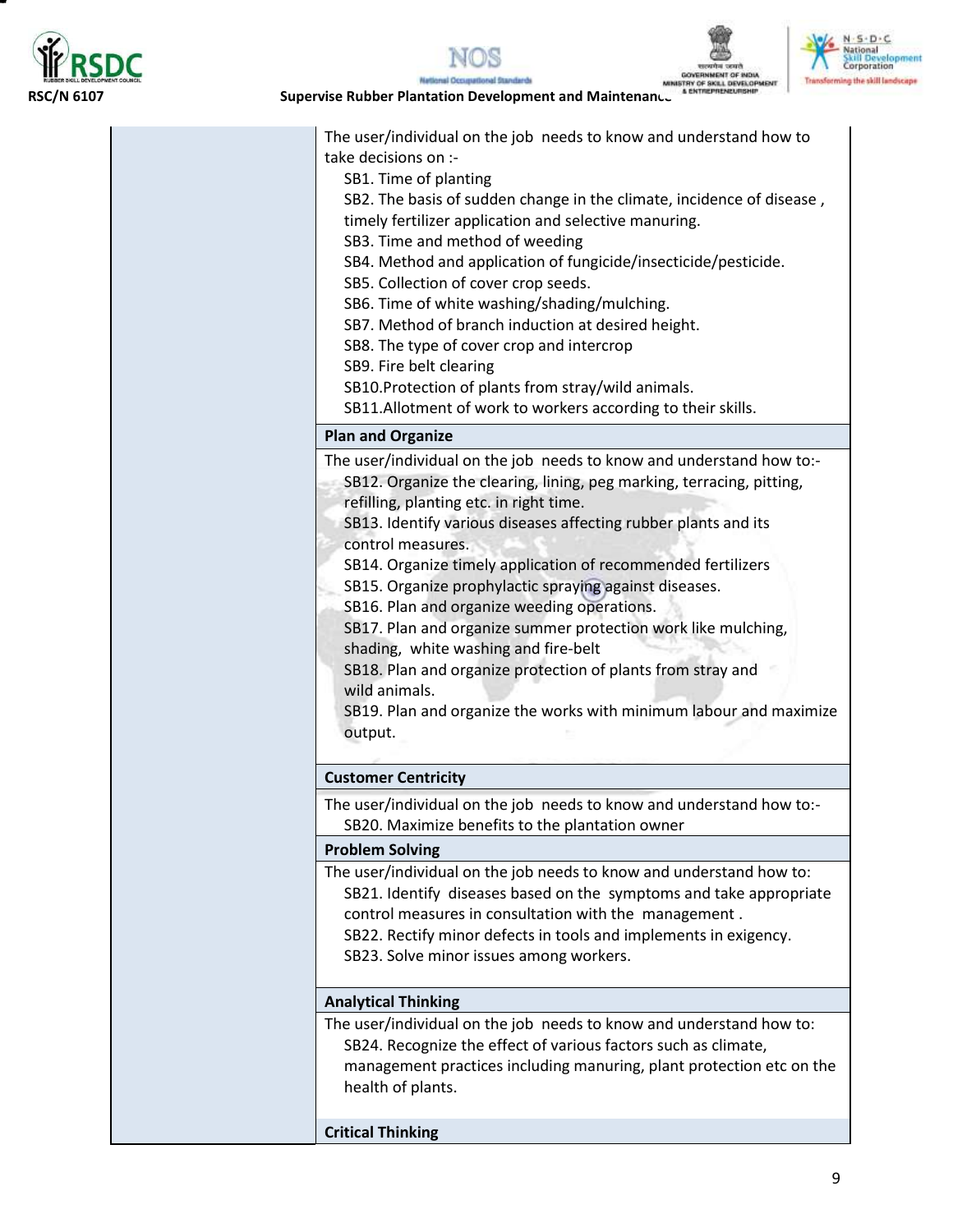| | |
|---|---|
| | The user/individual on the job needs to know and understand how to take decisions on :-<br>SB1. Time of planting<br>SB2. The basis of sudden change in the climate, incidence of disease , timely fertilizer application and selective manuring.<br>SB3. Time and method of weeding<br>SB4. Method and application of fungicide/insecticide/pesticide.<br>SB5. Collection of cover crop seeds.<br>SB6. Time of white washing/shading/mulching.<br>SB7. Method of branch induction at desired height.<br>SB8. The type of cover crop and intercrop<br>SB9. Fire belt clearing<br>SB10.Protection of plants from stray/wild animals.<br>SB11.Allotment of work to workers according to their skills. |
| | **Plan and Organize** |
| | The user/individual on the job needs to know and understand how to:-<br>SB12. Organize the clearing, lining, peg marking, terracing, pitting, refilling, planting etc. in right time.<br>SB13. Identify various diseases affecting rubber plants and its control measures.<br>SB14. Organize timely application of recommended fertilizers<br>SB15. Organize prophylactic spraying against diseases.<br>SB16. Plan and organize weeding operations.<br>SB17. Plan and organize summer protection work like mulching, shading, white washing and fire-belt<br>SB18. Plan and organize protection of plants from stray and wild animals.<br>SB19. Plan and organize the works with minimum labour and maximize output. |
| | **Customer Centricity** |
| | The user/individual on the job needs to know and understand how to:-<br>SB20. Maximize benefits to the plantation owner |
| | **Problem Solving** |
| | The user/individual on the job needs to know and understand how to:<br>SB21. Identify diseases based on the symptoms and take appropriate control measures in consultation with the management .<br>SB22. Rectify minor defects in tools and implements in exigency.<br>SB23. Solve minor issues among workers. |
| | **Analytical Thinking** |
| | The user/individual on the job needs to know and understand how to:<br>SB24. Recognize the effect of various factors such as climate, management practices including manuring, plant protection etc on the health of plants. |
| | **Critical Thinking** |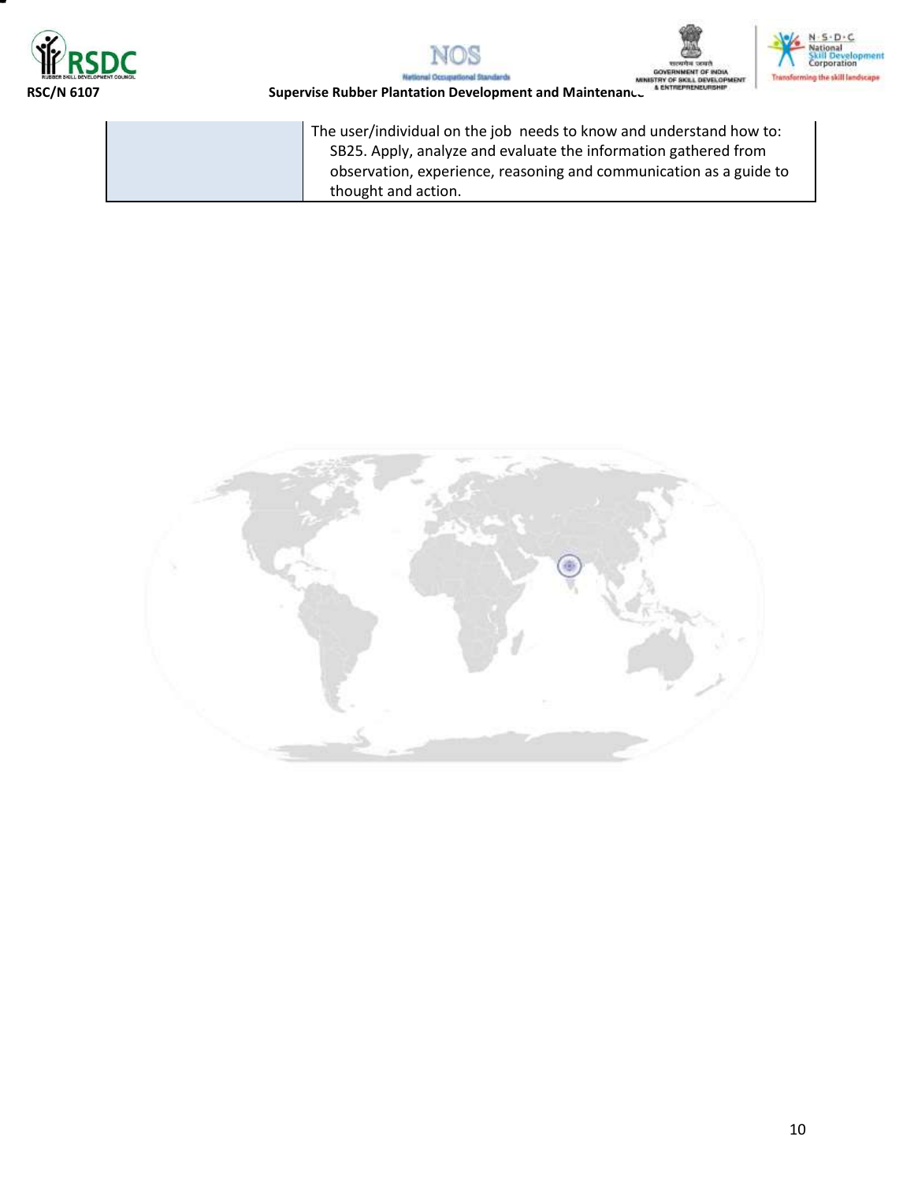|  | The user/individual on the job needs to know and understand how to:<br>SB25. Apply, analyze and evaluate the information gathered from observation, experience, reasoning and communication as a guide to thought and action. |
| --- | --- |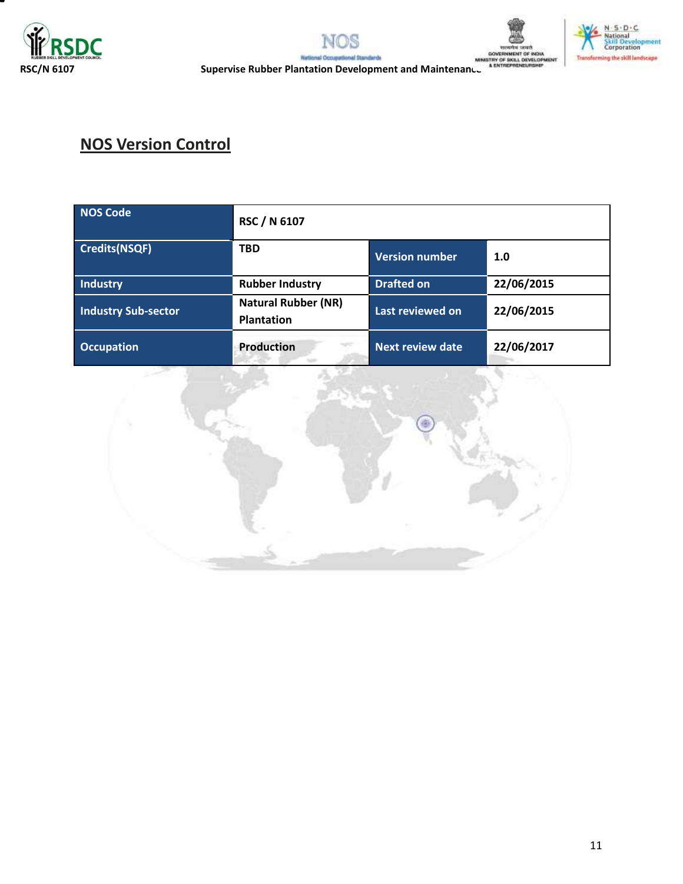## NOS Version Control

| NOS Code | RSC / N 6107 | | |
|---|---|---|---|
| Credits(NSQF) | TBD | Version number | 1.0 |
| Industry | Rubber Industry | Drafted on | 22/06/2015 |
| Industry Sub-sector | Natural Rubber (NR) Plantation | Last reviewed on | 22/06/2015 |
| Occupation | Production | Next review date | 22/06/2017 |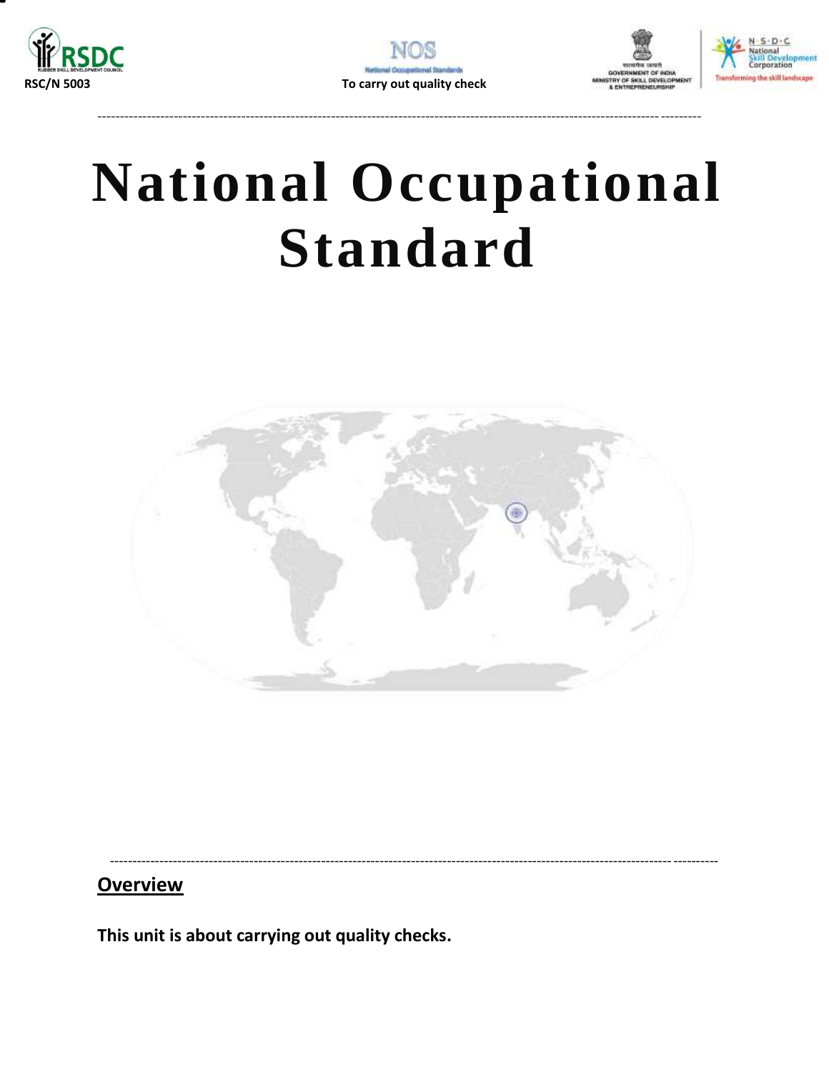# National Occupational Standard

## Overview

**This unit is about carrying out quality checks.**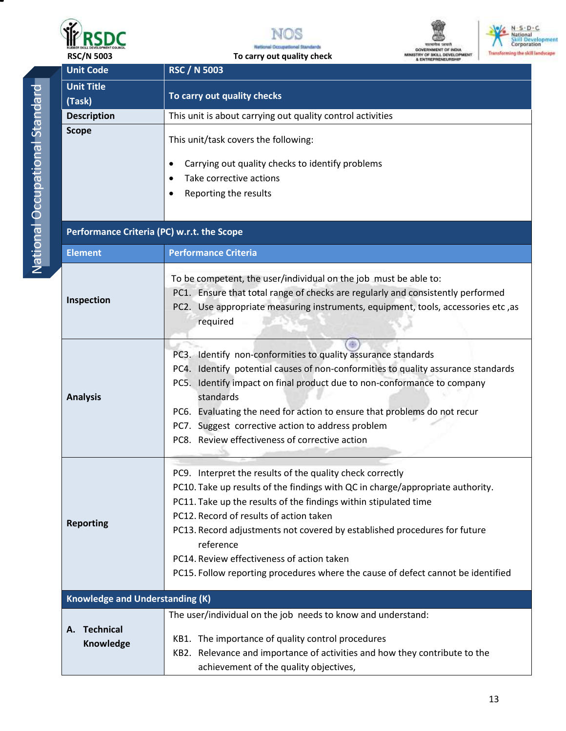RSC/N 5003 — To carry out quality check

| Unit Code | RSC / N 5003 |
|---|---|
| Unit Title (Task) | To carry out quality checks |
| Description | This unit is about carrying out quality control activities |
| Scope | This unit/task covers the following:<br>• Carrying out quality checks to identify problems<br>• Take corrective actions<br>• Reporting the results |
| **Performance Criteria (PC) w.r.t. the Scope** | |
| **Element** | **Performance Criteria** |
| Inspection | To be competent, the user/individual on the job must be able to:<br>PC1. Ensure that total range of checks are regularly and consistently performed<br>PC2. Use appropriate measuring instruments, equipment, tools, accessories etc ,as required |
| Analysis | PC3. Identify non-conformities to quality assurance standards<br>PC4. Identify potential causes of non-conformities to quality assurance standards<br>PC5. Identify impact on final product due to non-conformance to company standards<br>PC6. Evaluating the need for action to ensure that problems do not recur<br>PC7. Suggest corrective action to address problem<br>PC8. Review effectiveness of corrective action |
| Reporting | PC9. Interpret the results of the quality check correctly<br>PC10. Take up results of the findings with QC in charge/appropriate authority.<br>PC11. Take up the results of the findings within stipulated time<br>PC12. Record of results of action taken<br>PC13. Record adjustments not covered by established procedures for future reference<br>PC14. Review effectiveness of action taken<br>PC15. Follow reporting procedures where the cause of defect cannot be identified |
| **Knowledge and Understanding (K)** | |
| A. Technical Knowledge | The user/individual on the job needs to know and understand:<br>KB1. The importance of quality control procedures<br>KB2. Relevance and importance of activities and how they contribute to the achievement of the quality objectives, |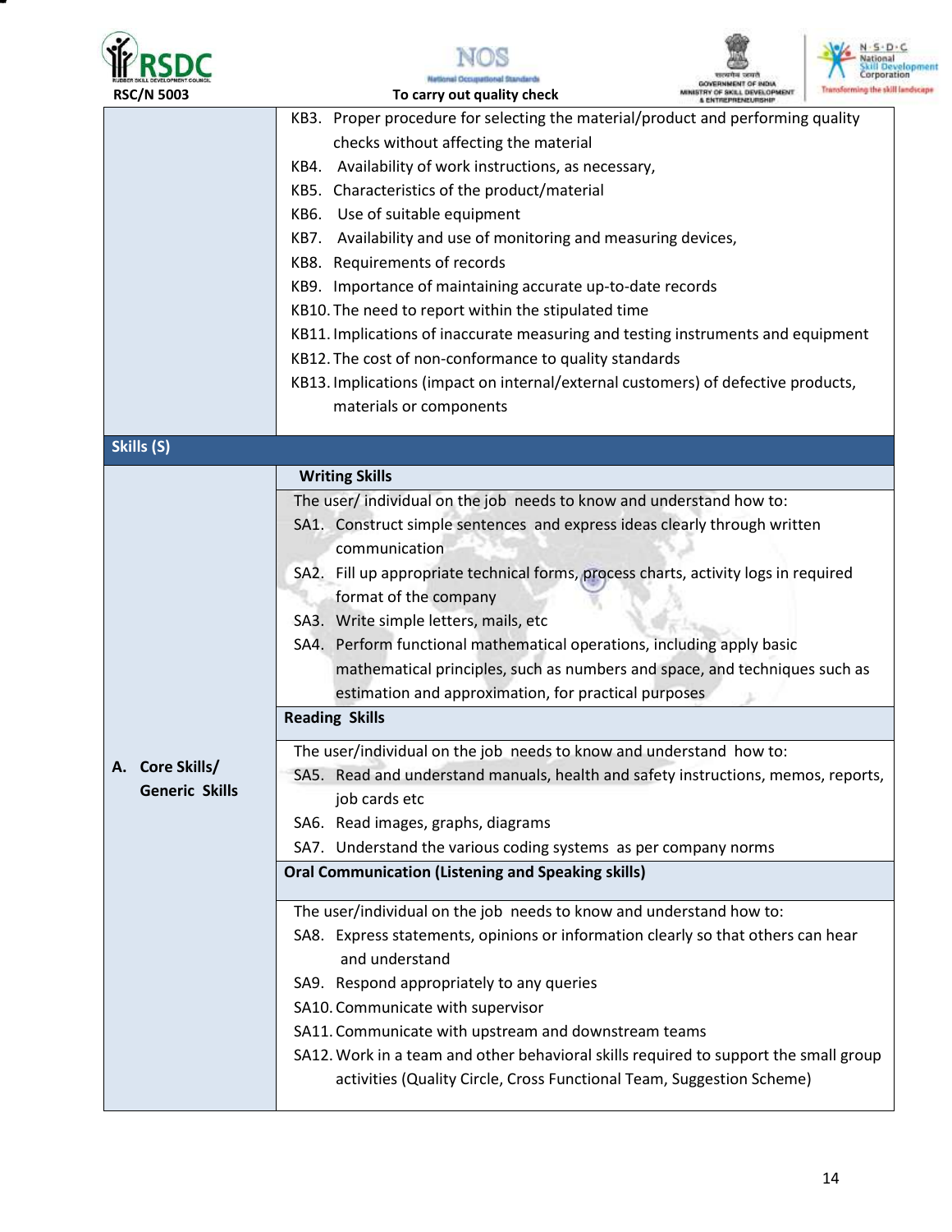| | |
|---|---|
| | KB3. Proper procedure for selecting the material/product and performing quality checks without affecting the material<br>KB4. Availability of work instructions, as necessary,<br>KB5. Characteristics of the product/material<br>KB6. Use of suitable equipment<br>KB7. Availability and use of monitoring and measuring devices,<br>KB8. Requirements of records<br>KB9. Importance of maintaining accurate up-to-date records<br>KB10. The need to report within the stipulated time<br>KB11. Implications of inaccurate measuring and testing instruments and equipment<br>KB12. The cost of non-conformance to quality standards<br>KB13. Implications (impact on internal/external customers) of defective products, materials or components |
| **Skills (S)** | |
| **A. Core Skills/ Generic Skills** | **Writing Skills** |
| | The user/ individual on the job needs to know and understand how to:<br>SA1. Construct simple sentences and express ideas clearly through written communication<br>SA2. Fill up appropriate technical forms, process charts, activity logs in required format of the company<br>SA3. Write simple letters, mails, etc<br>SA4. Perform functional mathematical operations, including apply basic mathematical principles, such as numbers and space, and techniques such as estimation and approximation, for practical purposes |
| | **Reading Skills** |
| | The user/individual on the job needs to know and understand how to:<br>SA5. Read and understand manuals, health and safety instructions, memos, reports, job cards etc<br>SA6. Read images, graphs, diagrams<br>SA7. Understand the various coding systems as per company norms |
| | **Oral Communication (Listening and Speaking skills)** |
| | The user/individual on the job needs to know and understand how to:<br>SA8. Express statements, opinions or information clearly so that others can hear and understand<br>SA9. Respond appropriately to any queries<br>SA10. Communicate with supervisor<br>SA11. Communicate with upstream and downstream teams<br>SA12. Work in a team and other behavioral skills required to support the small group activities (Quality Circle, Cross Functional Team, Suggestion Scheme) |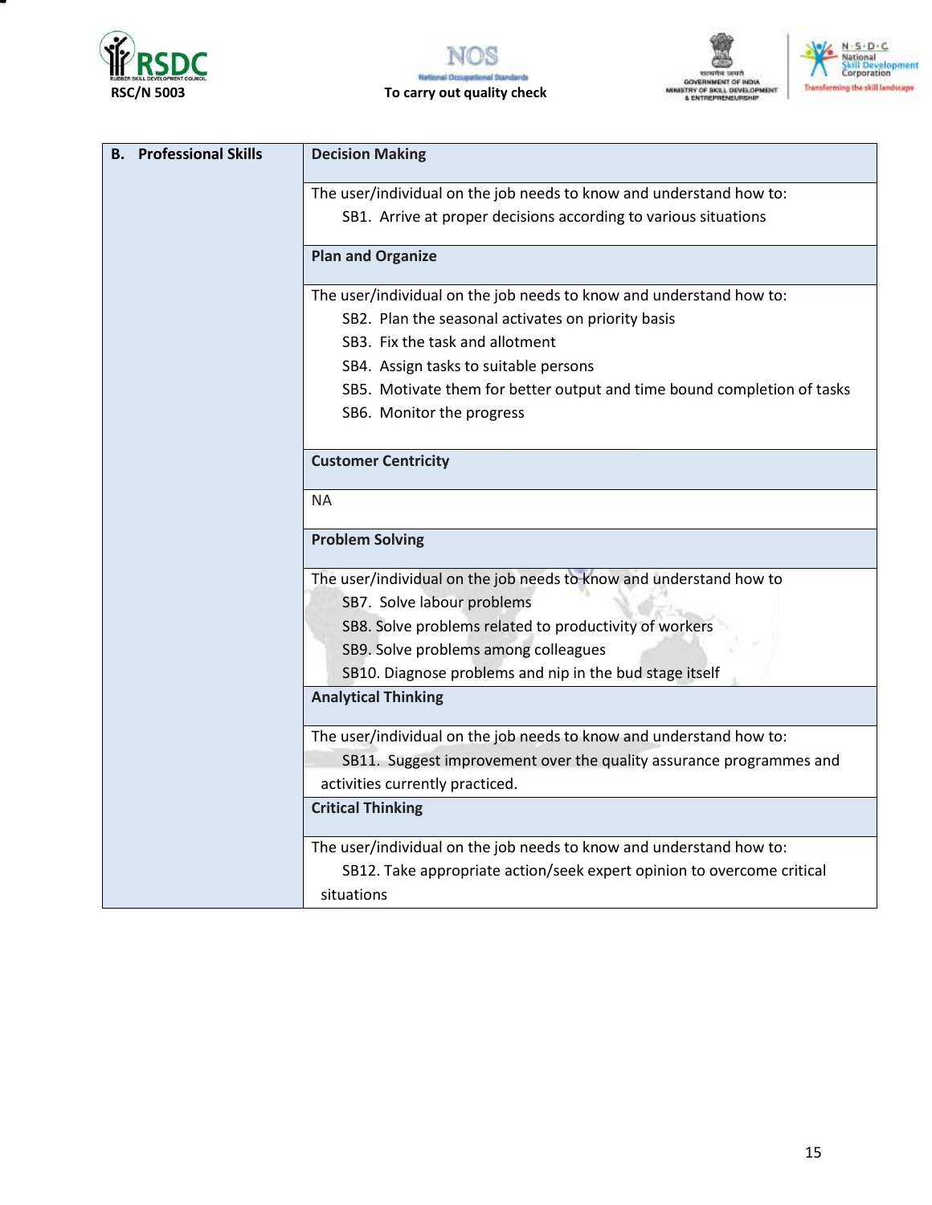| B. Professional Skills | Decision Making |
|---|---|
| | The user/individual on the job needs to know and understand how to:<br>SB1. Arrive at proper decisions according to various situations |
| | **Plan and Organize** |
| | The user/individual on the job needs to know and understand how to:<br>SB2. Plan the seasonal activates on priority basis<br>SB3. Fix the task and allotment<br>SB4. Assign tasks to suitable persons<br>SB5. Motivate them for better output and time bound completion of tasks<br>SB6. Monitor the progress |
| | **Customer Centricity** |
| | NA |
| | **Problem Solving** |
| | The user/individual on the job needs to know and understand how to<br>SB7. Solve labour problems<br>SB8. Solve problems related to productivity of workers<br>SB9. Solve problems among colleagues<br>SB10. Diagnose problems and nip in the bud stage itself |
| | **Analytical Thinking** |
| | The user/individual on the job needs to know and understand how to:<br>SB11. Suggest improvement over the quality assurance programmes and activities currently practiced. |
| | **Critical Thinking** |
| | The user/individual on the job needs to know and understand how to:<br>SB12. Take appropriate action/seek expert opinion to overcome critical situations |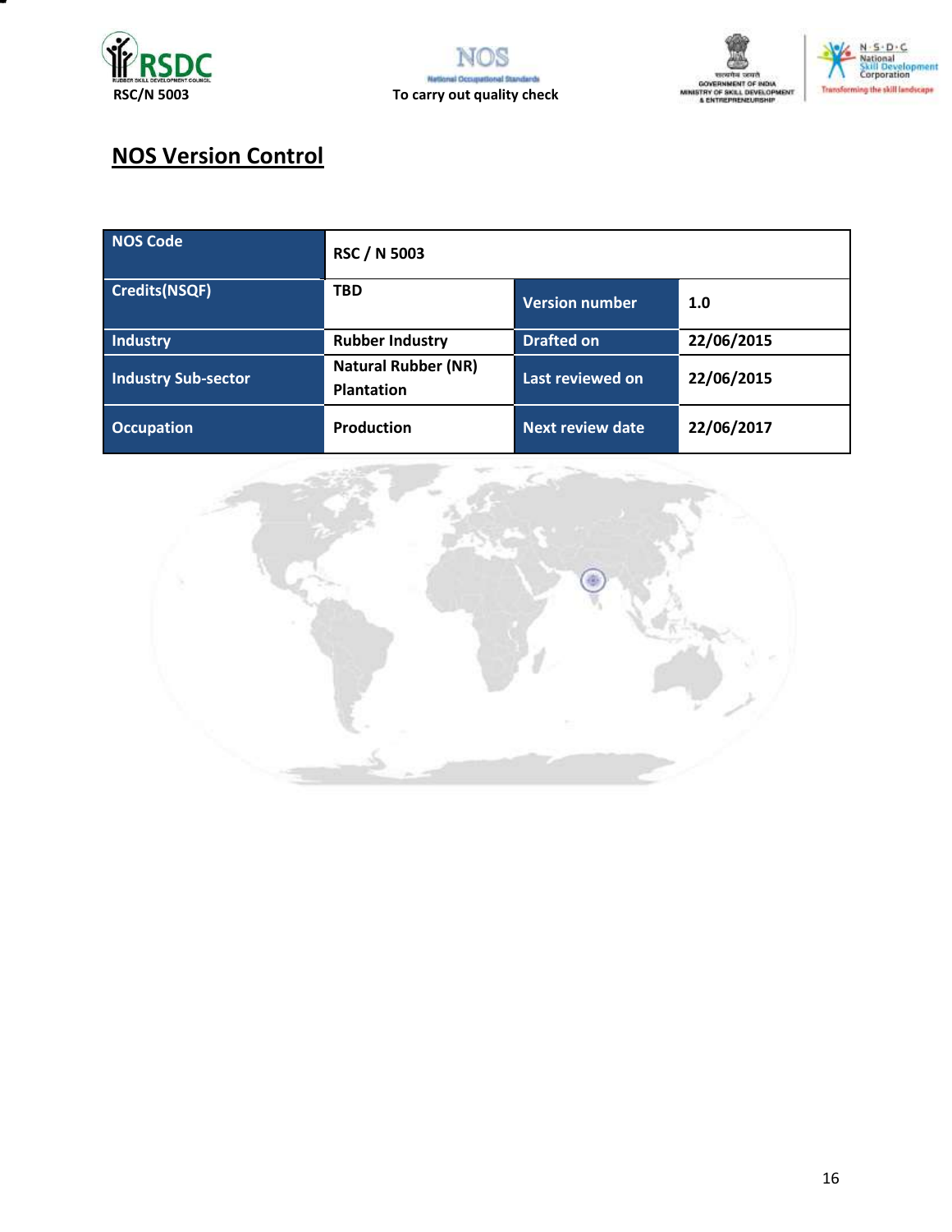## NOS Version Control

| NOS Code | RSC / N 5003 | | |
|---|---|---|---|
| Credits(NSQF) | TBD | Version number | 1.0 |
| Industry | Rubber Industry | Drafted on | 22/06/2015 |
| Industry Sub-sector | Natural Rubber (NR) Plantation | Last reviewed on | 22/06/2015 |
| Occupation | Production | Next review date | 22/06/2017 |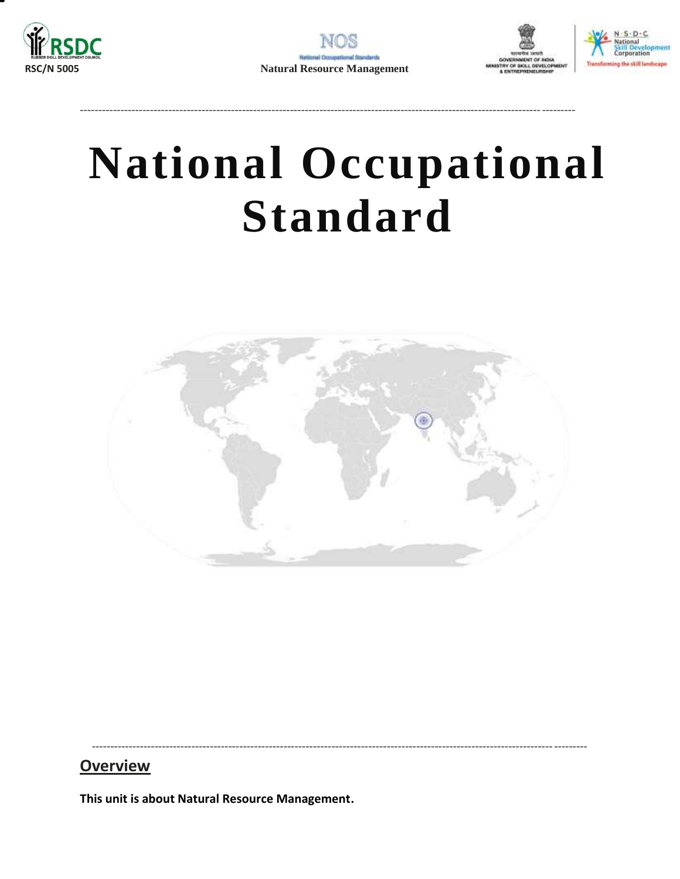# National Occupational Standard

## Overview

**This unit is about Natural Resource Management.**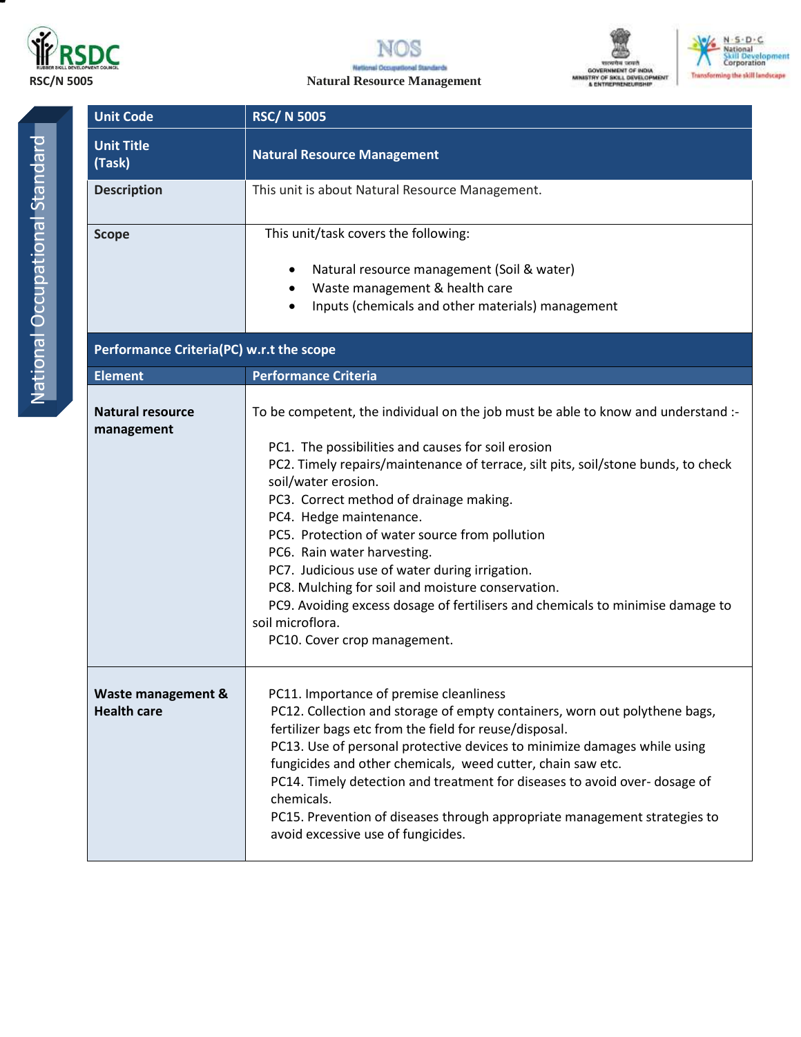| Unit Code | RSC/ N 5005 |
|---|---|
| Unit Title (Task) | Natural Resource Management |
| Description | This unit is about Natural Resource Management. |
| Scope | This unit/task covers the following:<br><br>• Natural resource management (Soil & water)<br>• Waste management & health care<br>• Inputs (chemicals and other materials) management |
| **Performance Criteria(PC) w.r.t the scope** | |
| **Element** | **Performance Criteria** |
| **Natural resource management** | To be competent, the individual on the job must be able to know and understand :-<br><br>PC1. The possibilities and causes for soil erosion<br>PC2. Timely repairs/maintenance of terrace, silt pits, soil/stone bunds, to check soil/water erosion.<br>PC3. Correct method of drainage making.<br>PC4. Hedge maintenance.<br>PC5. Protection of water source from pollution<br>PC6. Rain water harvesting.<br>PC7. Judicious use of water during irrigation.<br>PC8. Mulching for soil and moisture conservation.<br>PC9. Avoiding excess dosage of fertilisers and chemicals to minimise damage to soil microflora.<br>PC10. Cover crop management. |
| **Waste management & Health care** | PC11. Importance of premise cleanliness<br>PC12. Collection and storage of empty containers, worn out polythene bags, fertilizer bags etc from the field for reuse/disposal.<br>PC13. Use of personal protective devices to minimize damages while using fungicides and other chemicals, weed cutter, chain saw etc.<br>PC14. Timely detection and treatment for diseases to avoid over- dosage of chemicals.<br>PC15. Prevention of diseases through appropriate management strategies to avoid excessive use of fungicides. |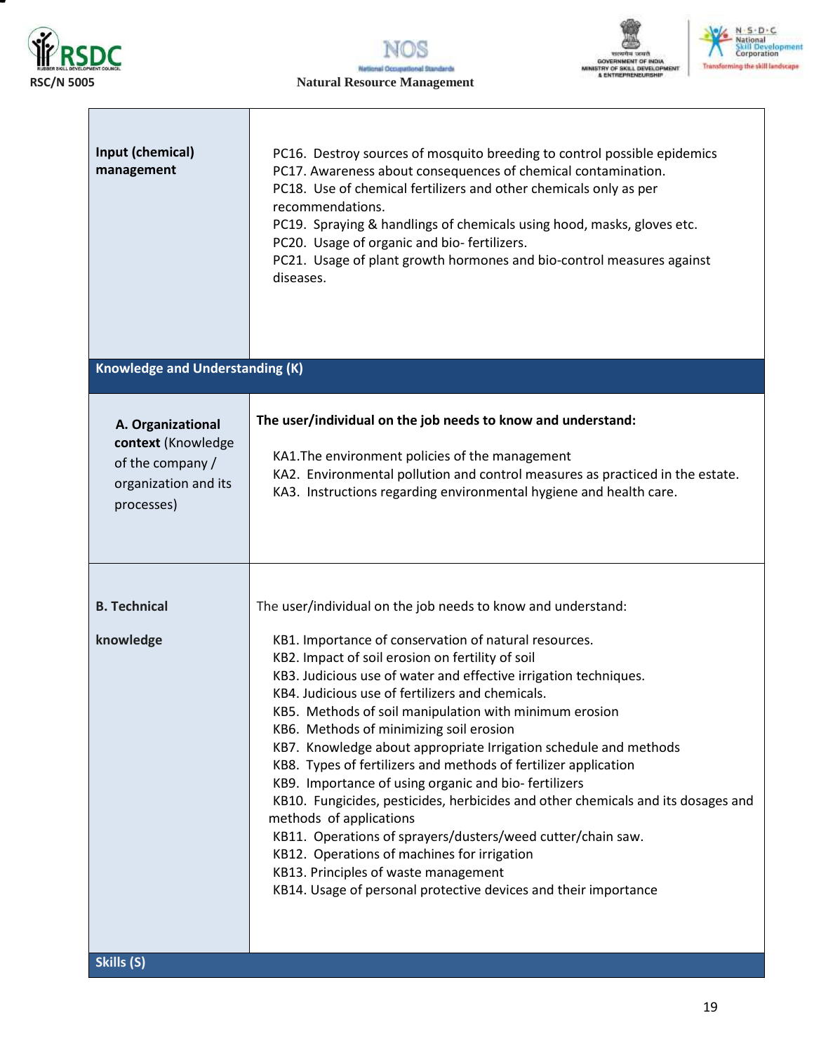| | |
|---|---|
| **Input (chemical) management** | PC16. Destroy sources of mosquito breeding to control possible epidemics<br>PC17. Awareness about consequences of chemical contamination.<br>PC18. Use of chemical fertilizers and other chemicals only as per recommendations.<br>PC19. Spraying & handlings of chemicals using hood, masks, gloves etc.<br>PC20. Usage of organic and bio- fertilizers.<br>PC21. Usage of plant growth hormones and bio-control measures against diseases. |
| **Knowledge and Understanding (K)** | |
| **A. Organizational context** (Knowledge of the company / organization and its processes) | **The user/individual on the job needs to know and understand:**<br>KA1.The environment policies of the management<br>KA2. Environmental pollution and control measures as practiced in the estate.<br>KA3. Instructions regarding environmental hygiene and health care. |
| **B. Technical knowledge** | The user/individual on the job needs to know and understand:<br>KB1. Importance of conservation of natural resources.<br>KB2. Impact of soil erosion on fertility of soil<br>KB3. Judicious use of water and effective irrigation techniques.<br>KB4. Judicious use of fertilizers and chemicals.<br>KB5. Methods of soil manipulation with minimum erosion<br>KB6. Methods of minimizing soil erosion<br>KB7. Knowledge about appropriate Irrigation schedule and methods<br>KB8. Types of fertilizers and methods of fertilizer application<br>KB9. Importance of using organic and bio- fertilizers<br>KB10. Fungicides, pesticides, herbicides and other chemicals and its dosages and methods of applications<br>KB11. Operations of sprayers/dusters/weed cutter/chain saw.<br>KB12. Operations of machines for irrigation<br>KB13. Principles of waste management<br>KB14. Usage of personal protective devices and their importance |
| **Skills (S)** | |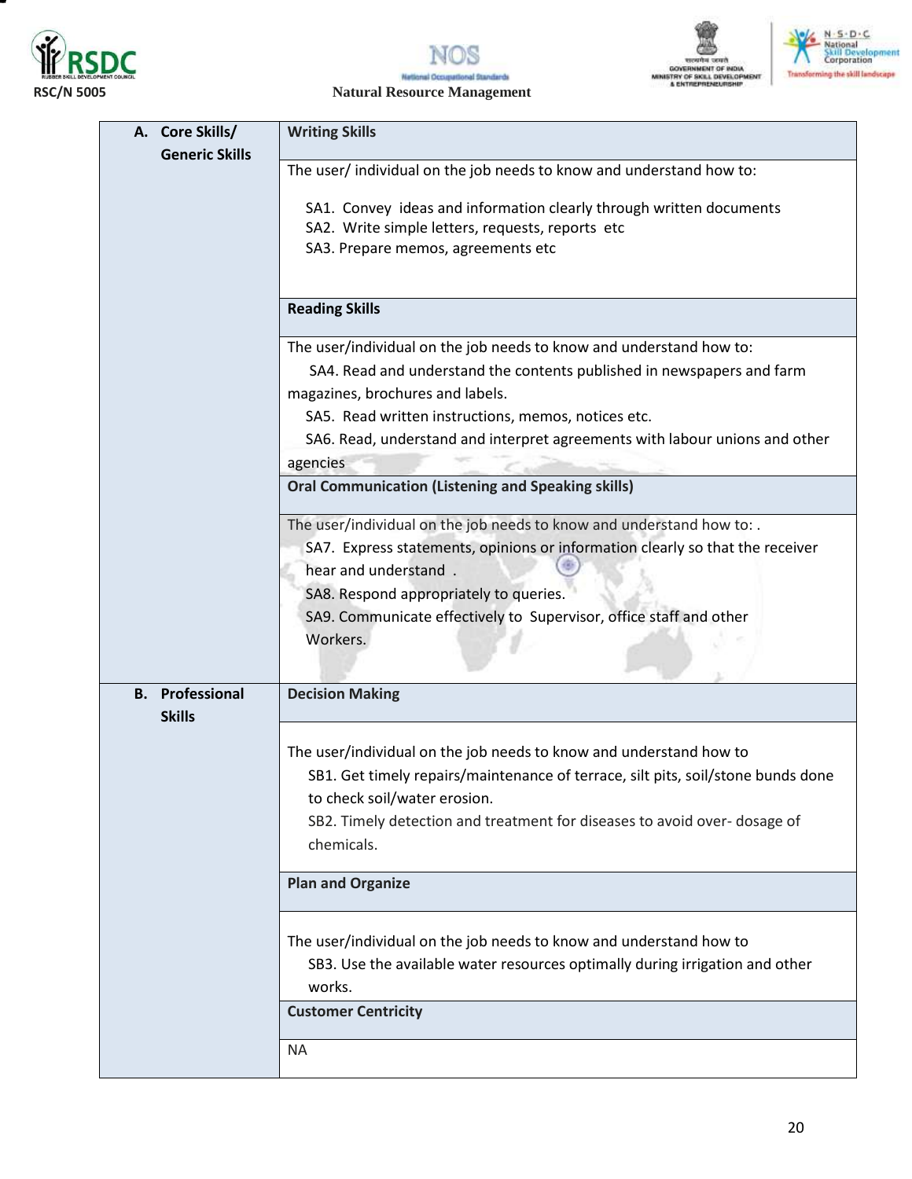| | |
|---|---|
| **A. Core Skills/ Generic Skills** | **Writing Skills** |
| | The user/ individual on the job needs to know and understand how to:<br>SA1. Convey ideas and information clearly through written documents<br>SA2. Write simple letters, requests, reports etc<br>SA3. Prepare memos, agreements etc |
| | **Reading Skills** |
| | The user/individual on the job needs to know and understand how to:<br>SA4. Read and understand the contents published in newspapers and farm magazines, brochures and labels.<br>SA5. Read written instructions, memos, notices etc.<br>SA6. Read, understand and interpret agreements with labour unions and other agencies |
| | **Oral Communication (Listening and Speaking skills)** |
| | The user/individual on the job needs to know and understand how to: .<br>SA7. Express statements, opinions or information clearly so that the receiver hear and understand .<br>SA8. Respond appropriately to queries.<br>SA9. Communicate effectively to Supervisor, office staff and other Workers. |
| **B. Professional Skills** | **Decision Making** |
| | The user/individual on the job needs to know and understand how to<br>SB1. Get timely repairs/maintenance of terrace, silt pits, soil/stone bunds done to check soil/water erosion.<br>SB2. Timely detection and treatment for diseases to avoid over- dosage of chemicals. |
| | **Plan and Organize** |
| | The user/individual on the job needs to know and understand how to<br>SB3. Use the available water resources optimally during irrigation and other works. |
| | **Customer Centricity** |
| | NA |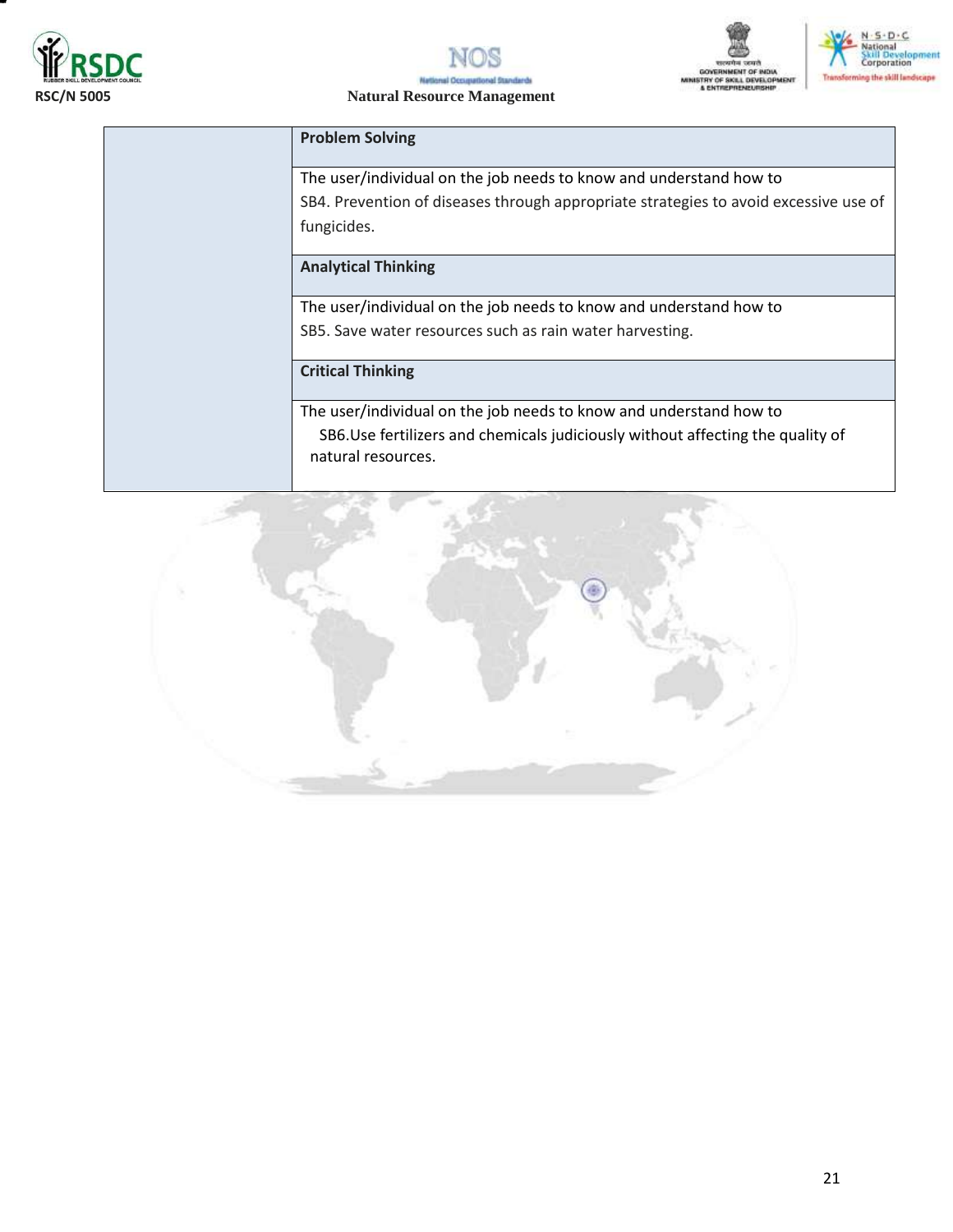|  | **Problem Solving** |
|---|---|
|  | The user/individual on the job needs to know and understand how to<br>SB4. Prevention of diseases through appropriate strategies to avoid excessive use of fungicides. |
|  | **Analytical Thinking** |
|  | The user/individual on the job needs to know and understand how to<br>SB5. Save water resources such as rain water harvesting. |
|  | **Critical Thinking** |
|  | The user/individual on the job needs to know and understand how to<br>SB6.Use fertilizers and chemicals judiciously without affecting the quality of natural resources. |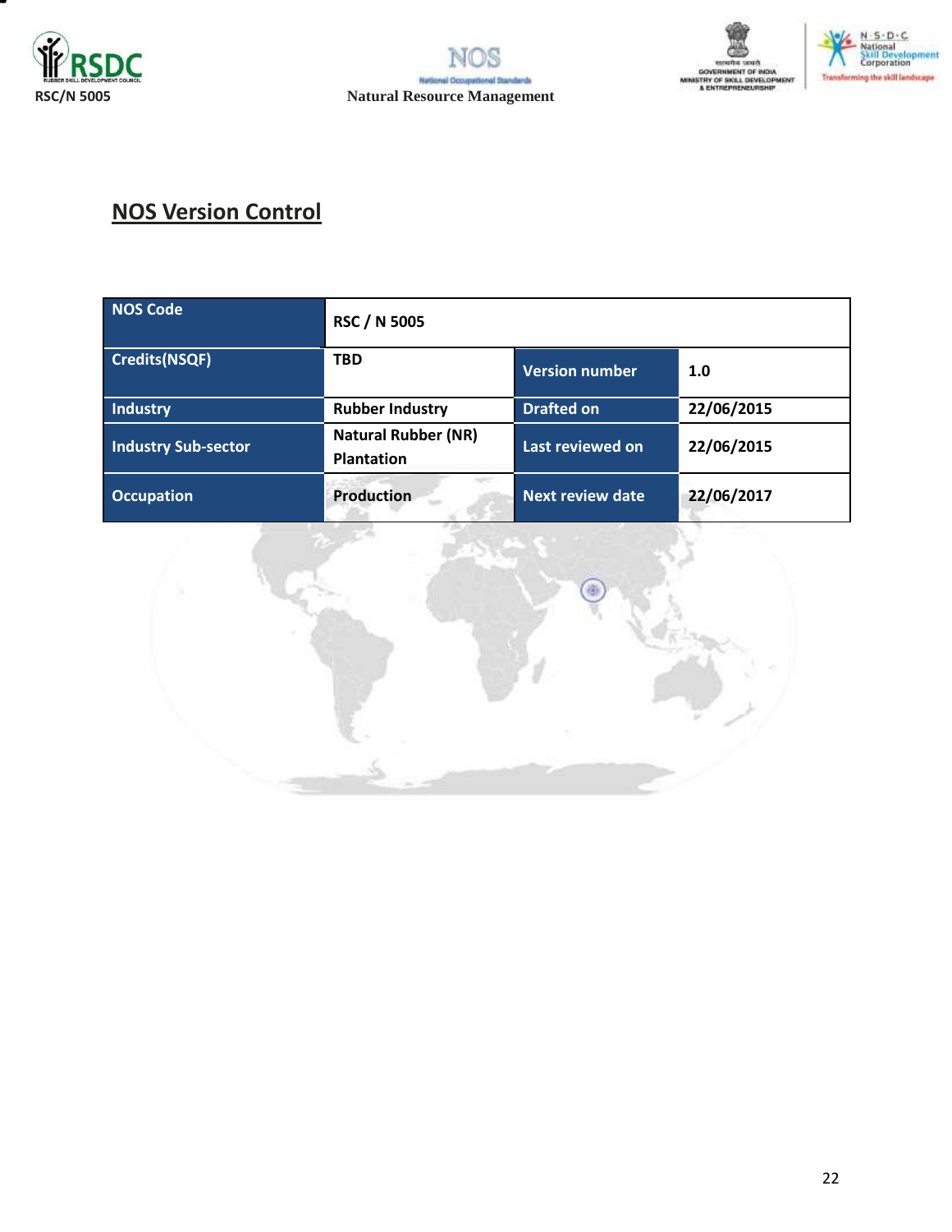## NOS Version Control

| NOS Code | RSC / N 5005 | | |
|---|---|---|---|
| Credits(NSQF) | TBD | Version number | 1.0 |
| Industry | Rubber Industry | Drafted on | 22/06/2015 |
| Industry Sub-sector | Natural Rubber (NR) Plantation | Last reviewed on | 22/06/2015 |
| Occupation | Production | Next review date | 22/06/2017 |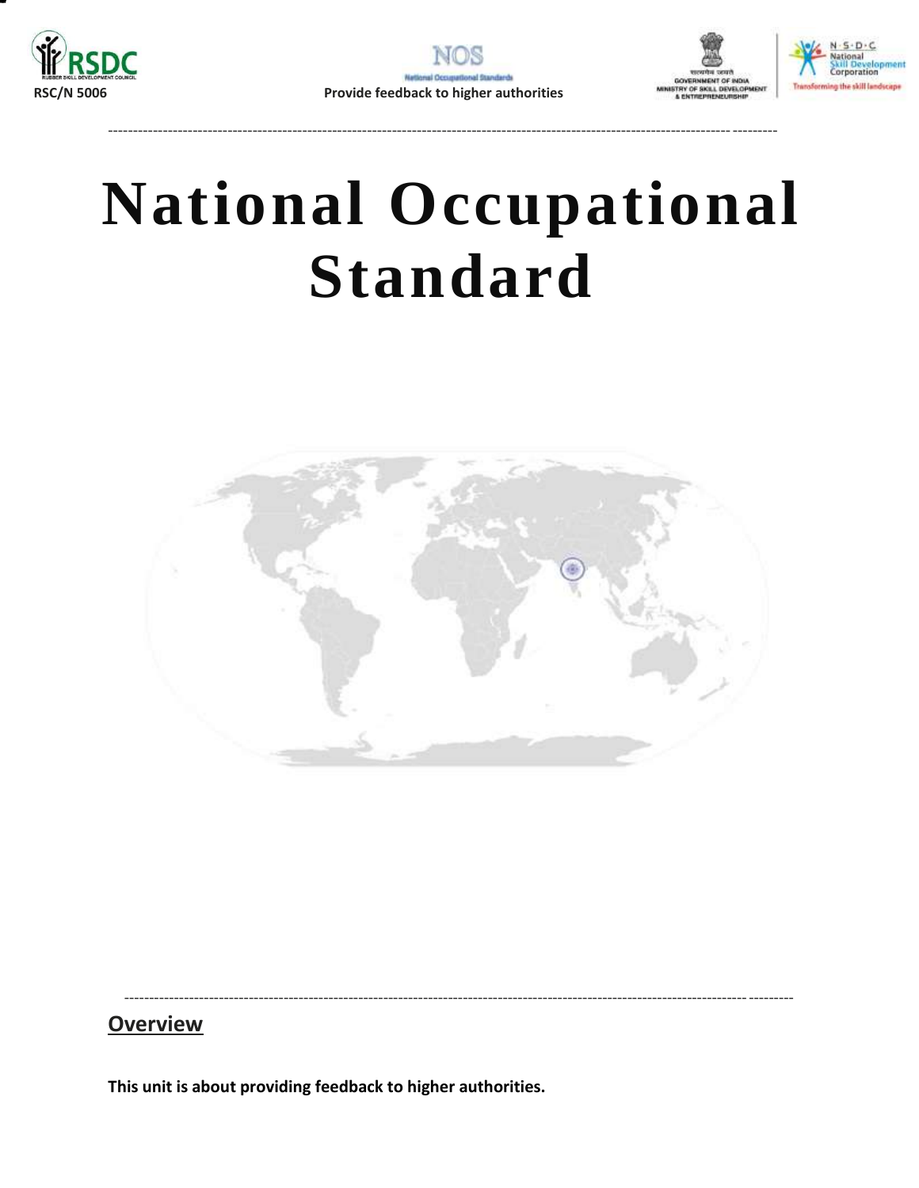# National Occupational Standard

## Overview

**This unit is about providing feedback to higher authorities.**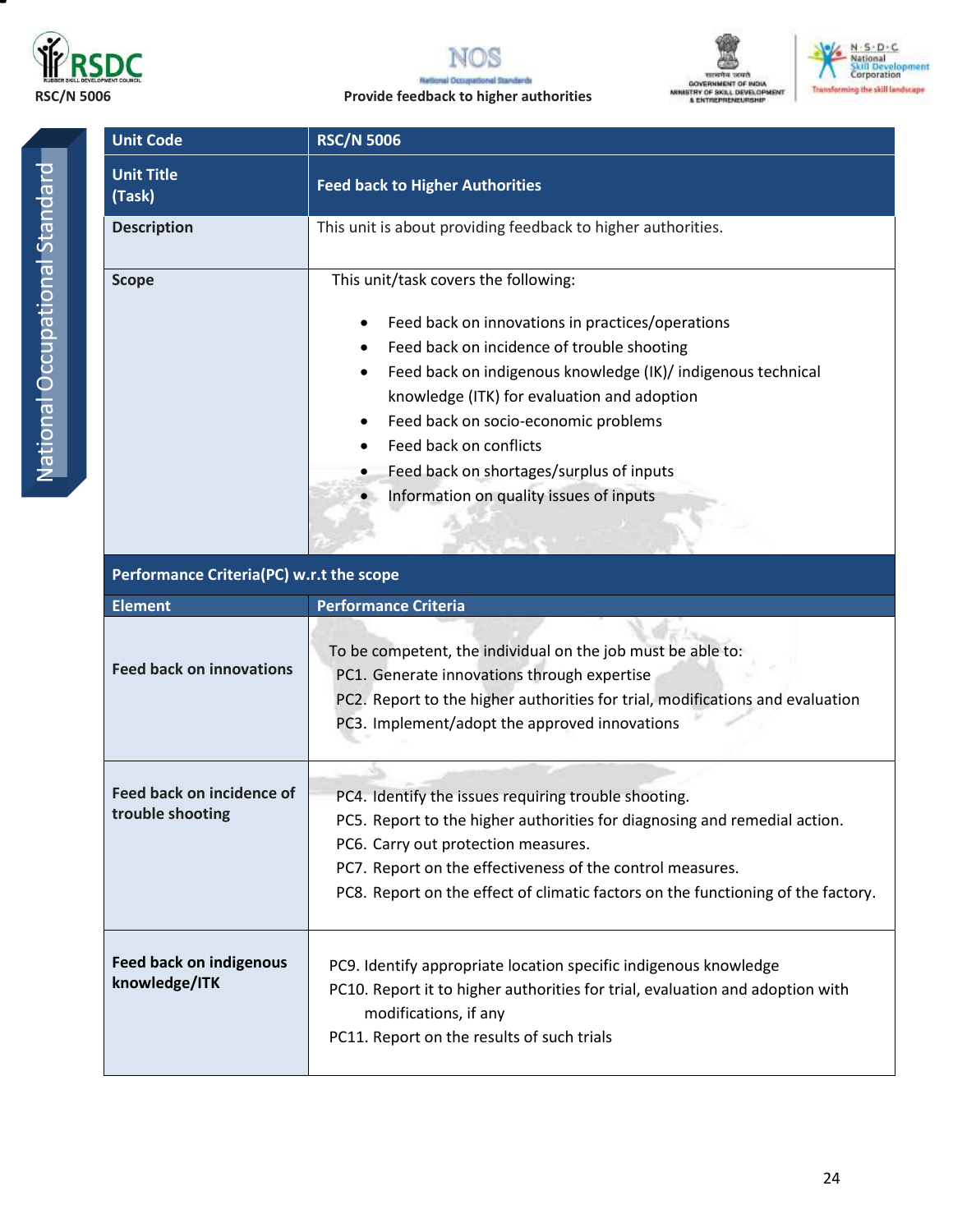| Unit Code | RSC/N 5006 |
|---|---|
| Unit Title (Task) | Feed back to Higher Authorities |
| Description | This unit is about providing feedback to higher authorities. |
| Scope | This unit/task covers the following:<br><br>• Feed back on innovations in practices/operations<br>• Feed back on incidence of trouble shooting<br>• Feed back on indigenous knowledge (IK)/ indigenous technical knowledge (ITK) for evaluation and adoption<br>• Feed back on socio-economic problems<br>• Feed back on conflicts<br>• Feed back on shortages/surplus of inputs<br>• Information on quality issues of inputs |
| **Performance Criteria(PC) w.r.t the scope** | |
| **Element** | **Performance Criteria** |
| Feed back on innovations | To be competent, the individual on the job must be able to:<br>PC1. Generate innovations through expertise<br>PC2. Report to the higher authorities for trial, modifications and evaluation<br>PC3. Implement/adopt the approved innovations |
| Feed back on incidence of trouble shooting | PC4. Identify the issues requiring trouble shooting.<br>PC5. Report to the higher authorities for diagnosing and remedial action.<br>PC6. Carry out protection measures.<br>PC7. Report on the effectiveness of the control measures.<br>PC8. Report on the effect of climatic factors on the functioning of the factory. |
| Feed back on indigenous knowledge/ITK | PC9. Identify appropriate location specific indigenous knowledge<br>PC10. Report it to higher authorities for trial, evaluation and adoption with modifications, if any<br>PC11. Report on the results of such trials |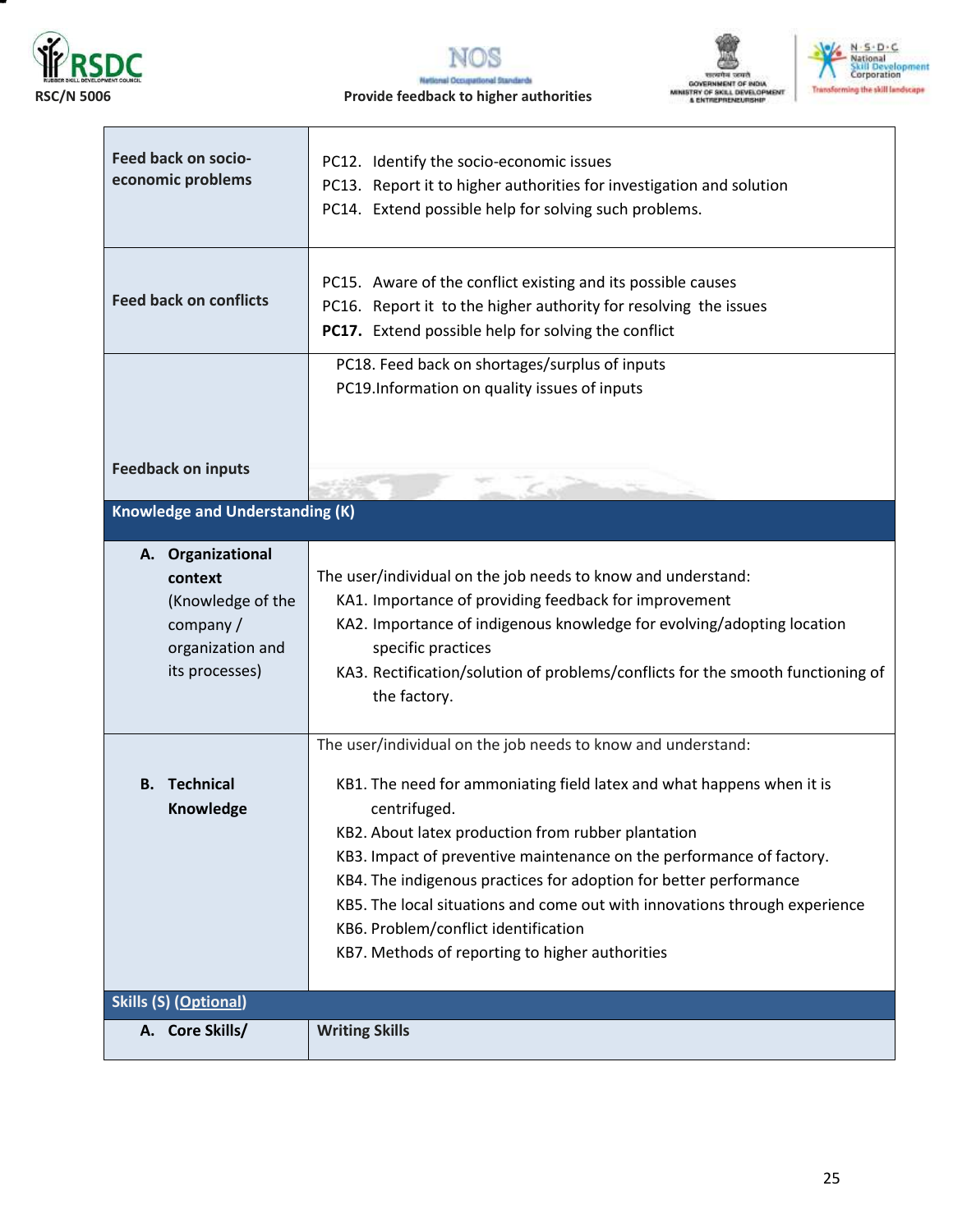| | |
|---|---|
| **Feed back on socio-economic problems** | PC12. Identify the socio-economic issues<br>PC13. Report it to higher authorities for investigation and solution<br>PC14. Extend possible help for solving such problems. |
| **Feed back on conflicts** | PC15. Aware of the conflict existing and its possible causes<br>PC16. Report it to the higher authority for resolving the issues<br>**PC17.** Extend possible help for solving the conflict |
| **Feedback on inputs** | PC18. Feed back on shortages/surplus of inputs<br>PC19.Information on quality issues of inputs |
| **Knowledge and Understanding (K)** | |
| **A. Organizational context** (Knowledge of the company / organization and its processes) | The user/individual on the job needs to know and understand:<br>KA1. Importance of providing feedback for improvement<br>KA2. Importance of indigenous knowledge for evolving/adopting location specific practices<br>KA3. Rectification/solution of problems/conflicts for the smooth functioning of the factory. |
| **B. Technical Knowledge** | The user/individual on the job needs to know and understand:<br>KB1. The need for ammoniating field latex and what happens when it is centrifuged.<br>KB2. About latex production from rubber plantation<br>KB3. Impact of preventive maintenance on the performance of factory.<br>KB4. The indigenous practices for adoption for better performance<br>KB5. The local situations and come out with innovations through experience<br>KB6. Problem/conflict identification<br>KB7. Methods of reporting to higher authorities |
| **Skills (S) (Optional)** | |
| **A. Core Skills/** | **Writing Skills** |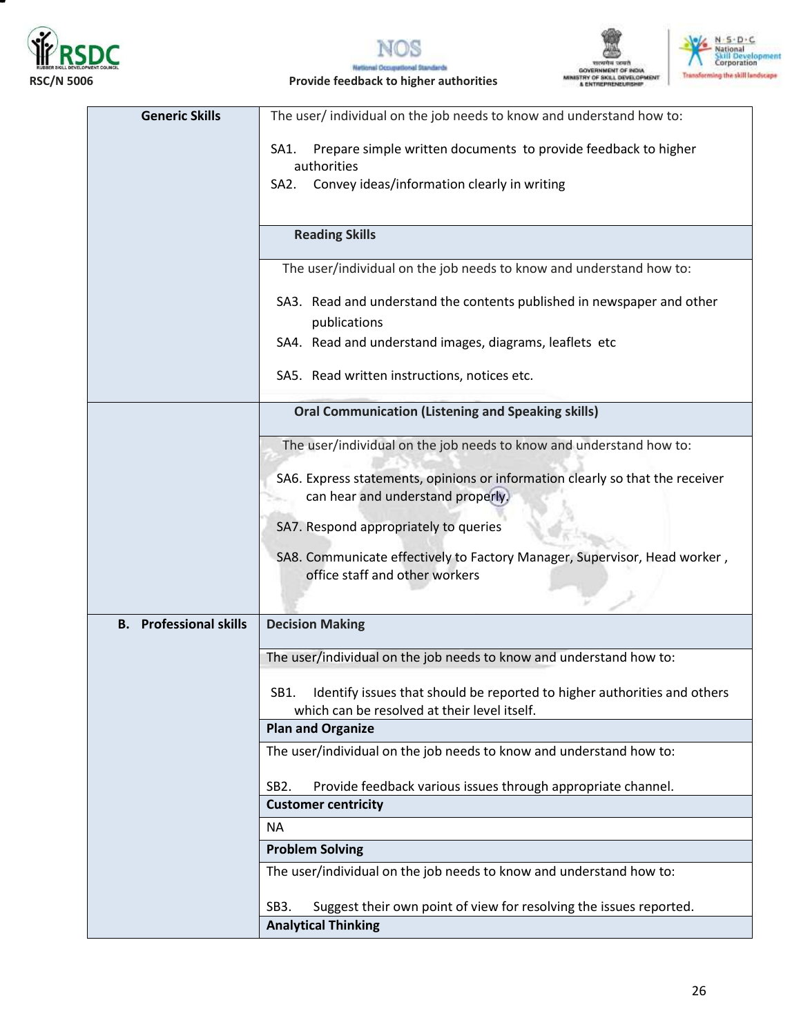| | |
|---|---|
| **Generic Skills** | The user/ individual on the job needs to know and understand how to:<br><br>SA1. Prepare simple written documents to provide feedback to higher authorities<br>SA2. Convey ideas/information clearly in writing |
| | **Reading Skills** |
| | The user/individual on the job needs to know and understand how to:<br><br>SA3. Read and understand the contents published in newspaper and other publications<br>SA4. Read and understand images, diagrams, leaflets etc<br>SA5. Read written instructions, notices etc. |
| | **Oral Communication (Listening and Speaking skills)** |
| | The user/individual on the job needs to know and understand how to:<br><br>SA6. Express statements, opinions or information clearly so that the receiver can hear and understand properly.<br>SA7. Respond appropriately to queries<br>SA8. Communicate effectively to Factory Manager, Supervisor, Head worker , office staff and other workers |
| **B. Professional skills** | **Decision Making** |
| | The user/individual on the job needs to know and understand how to:<br><br>SB1. Identify issues that should be reported to higher authorities and others which can be resolved at their level itself. |
| | **Plan and Organize** |
| | The user/individual on the job needs to know and understand how to:<br><br>SB2. Provide feedback various issues through appropriate channel. |
| | **Customer centricity** |
| | NA |
| | **Problem Solving** |
| | The user/individual on the job needs to know and understand how to:<br><br>SB3. Suggest their own point of view for resolving the issues reported. |
| | **Analytical Thinking** |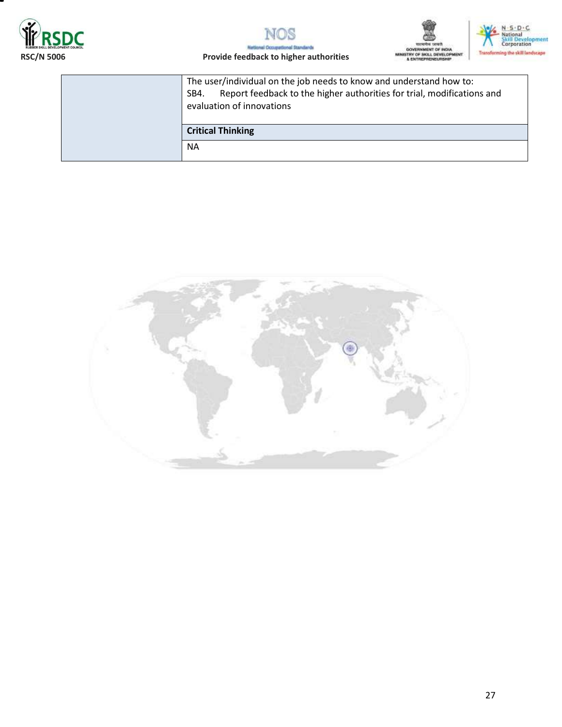| | |
|---|---|
| | The user/individual on the job needs to know and understand how to:<br>SB4. Report feedback to the higher authorities for trial, modifications and evaluation of innovations |
| | **Critical Thinking** |
| | NA |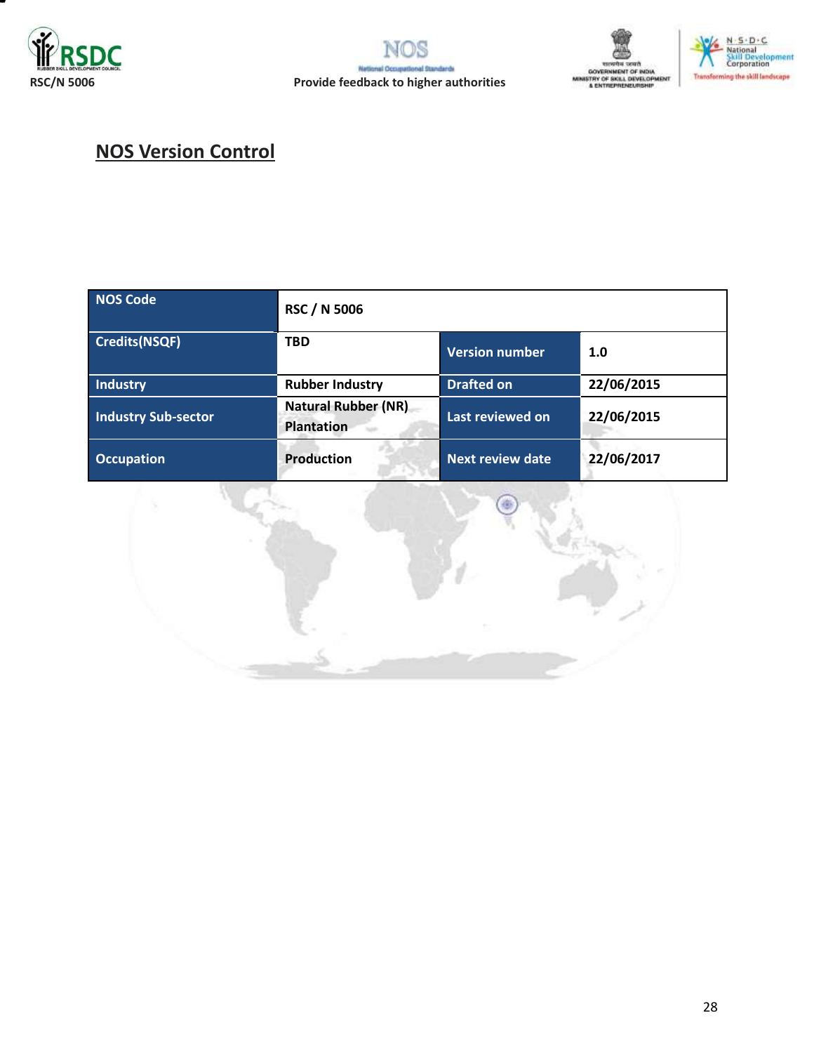## NOS Version Control

| NOS Code | RSC / N 5006 | | |
|---|---|---|---|
| Credits(NSQF) | TBD | Version number | 1.0 |
| Industry | Rubber Industry | Drafted on | 22/06/2015 |
| Industry Sub-sector | Natural Rubber (NR) Plantation | Last reviewed on | 22/06/2015 |
| Occupation | Production | Next review date | 22/06/2017 |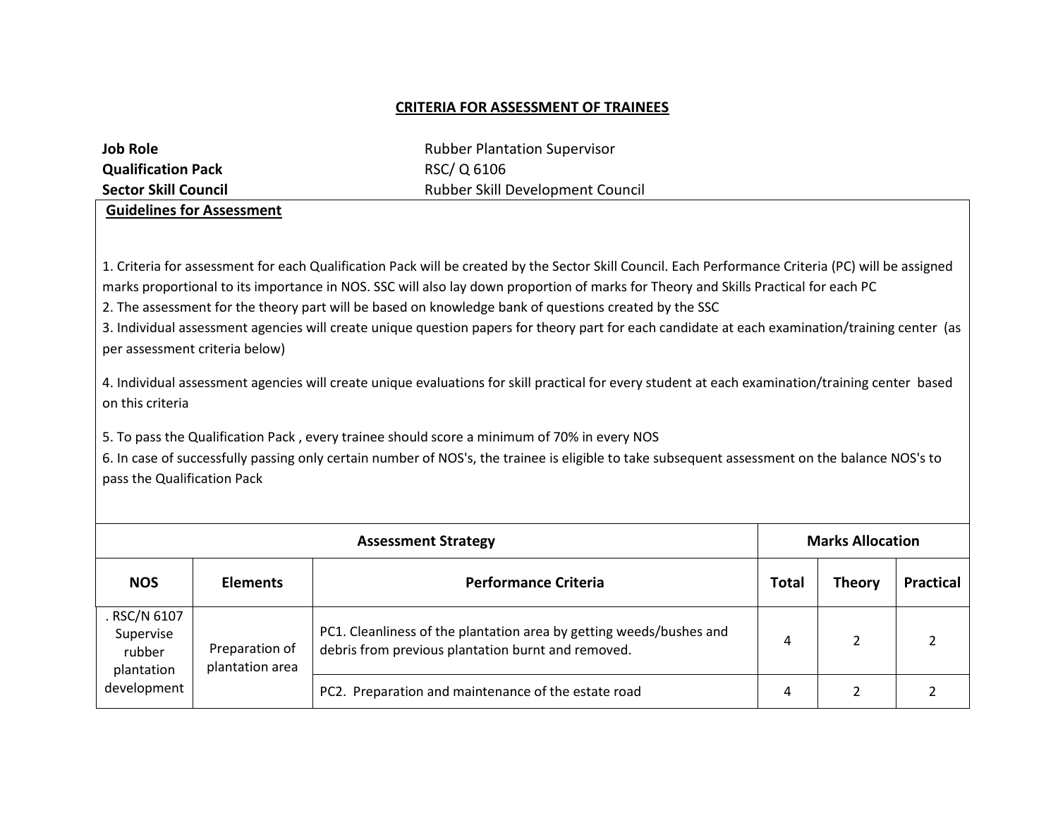## CRITERIA FOR ASSESSMENT OF TRAINEES

| | |
|---|---|
| **Job Role** | Rubber Plantation Supervisor |
| **Qualification Pack** | RSC/ Q 6106 |
| **Sector Skill Council** | Rubber Skill Development Council |

**Guidelines for Assessment**

1. Criteria for assessment for each Qualification Pack will be created by the Sector Skill Council. Each Performance Criteria (PC) will be assigned marks proportional to its importance in NOS. SSC will also lay down proportion of marks for Theory and Skills Practical for each PC
2. The assessment for the theory part will be based on knowledge bank of questions created by the SSC
3. Individual assessment agencies will create unique question papers for theory part for each candidate at each examination/training center (as per assessment criteria below)
4. Individual assessment agencies will create unique evaluations for skill practical for every student at each examination/training center based on this criteria
5. To pass the Qualification Pack , every trainee should score a minimum of 70% in every NOS
6. In case of successfully passing only certain number of NOS's, the trainee is eligible to take subsequent assessment on the balance NOS's to pass the Qualification Pack

| Assessment Strategy | | | Marks Allocation | | |
|---|---|---|---|---|---|
| **NOS** | **Elements** | **Performance Criteria** | **Total** | **Theory** | **Practical** |
| . RSC/N 6107 Supervise rubber plantation development | Preparation of plantation area | PC1. Cleanliness of the plantation area by getting weeds/bushes and debris from previous plantation burnt and removed. | 4 | 2 | 2 |
| | | PC2. Preparation and maintenance of the estate road | 4 | 2 | 2 |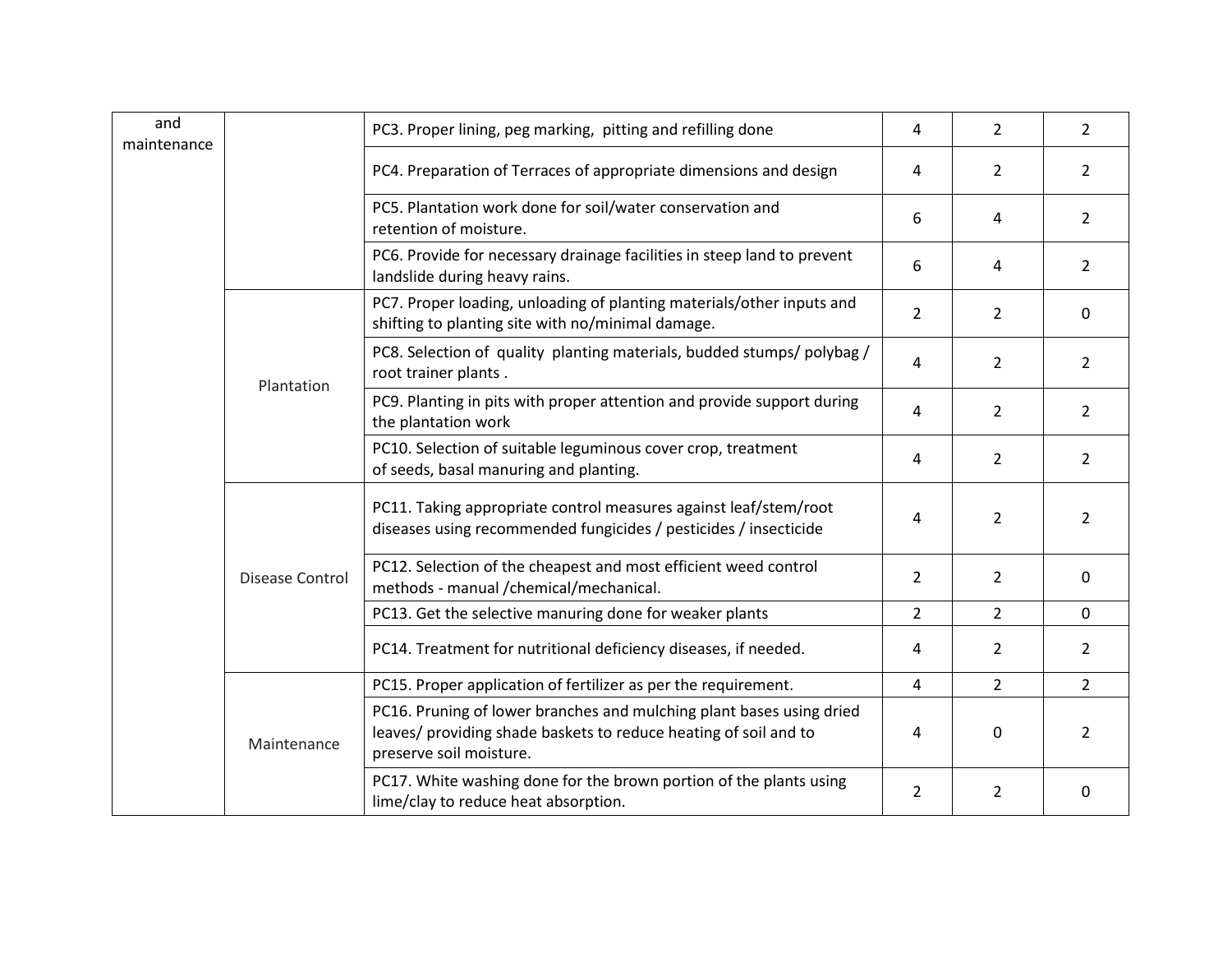| and maintenance | | PC3. Proper lining, peg marking, pitting and refilling done | 4 | 2 | 2 |
|---|---|---|---|---|---|
| | | PC4. Preparation of Terraces of appropriate dimensions and design | 4 | 2 | 2 |
| | | PC5. Plantation work done for soil/water conservation and retention of moisture. | 6 | 4 | 2 |
| | | PC6. Provide for necessary drainage facilities in steep land to prevent landslide during heavy rains. | 6 | 4 | 2 |
| | Plantation | PC7. Proper loading, unloading of planting materials/other inputs and shifting to planting site with no/minimal damage. | 2 | 2 | 0 |
| | | PC8. Selection of quality planting materials, budded stumps/ polybag / root trainer plants . | 4 | 2 | 2 |
| | | PC9. Planting in pits with proper attention and provide support during the plantation work | 4 | 2 | 2 |
| | | PC10. Selection of suitable leguminous cover crop, treatment of seeds, basal manuring and planting. | 4 | 2 | 2 |
| | Disease Control | PC11. Taking appropriate control measures against leaf/stem/root diseases using recommended fungicides / pesticides / insecticide | 4 | 2 | 2 |
| | | PC12. Selection of the cheapest and most efficient weed control methods - manual /chemical/mechanical. | 2 | 2 | 0 |
| | | PC13. Get the selective manuring done for weaker plants | 2 | 2 | 0 |
| | | PC14. Treatment for nutritional deficiency diseases, if needed. | 4 | 2 | 2 |
| | Maintenance | PC15. Proper application of fertilizer as per the requirement. | 4 | 2 | 2 |
| | | PC16. Pruning of lower branches and mulching plant bases using dried leaves/ providing shade baskets to reduce heating of soil and to preserve soil moisture. | 4 | 0 | 2 |
| | | PC17. White washing done for the brown portion of the plants using lime/clay to reduce heat absorption. | 2 | 2 | 0 |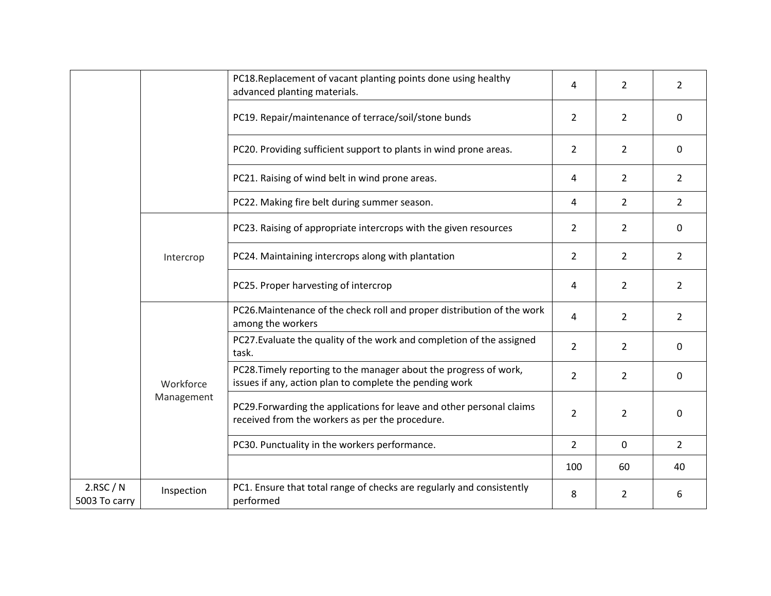| | | | | | |
|---|---|---|---|---|---|
| | | PC18.Replacement of vacant planting points done using healthy advanced planting materials. | 4 | 2 | 2 |
| | | PC19. Repair/maintenance of terrace/soil/stone bunds | 2 | 2 | 0 |
| | | PC20. Providing sufficient support to plants in wind prone areas. | 2 | 2 | 0 |
| | | PC21. Raising of wind belt in wind prone areas. | 4 | 2 | 2 |
| | | PC22. Making fire belt during summer season. | 4 | 2 | 2 |
| | Intercrop | PC23. Raising of appropriate intercrops with the given resources | 2 | 2 | 0 |
| | | PC24. Maintaining intercrops along with plantation | 2 | 2 | 2 |
| | | PC25. Proper harvesting of intercrop | 4 | 2 | 2 |
| | Workforce Management | PC26.Maintenance of the check roll and proper distribution of the work among the workers | 4 | 2 | 2 |
| | | PC27.Evaluate the quality of the work and completion of the assigned task. | 2 | 2 | 0 |
| | | PC28.Timely reporting to the manager about the progress of work, issues if any, action plan to complete the pending work | 2 | 2 | 0 |
| | | PC29.Forwarding the applications for leave and other personal claims received from the workers as per the procedure. | 2 | 2 | 0 |
| | | PC30. Punctuality in the workers performance. | 2 | 0 | 2 |
| | | | 100 | 60 | 40 |
| 2.RSC / N 5003 To carry | Inspection | PC1. Ensure that total range of checks are regularly and consistently performed | 8 | 2 | 6 |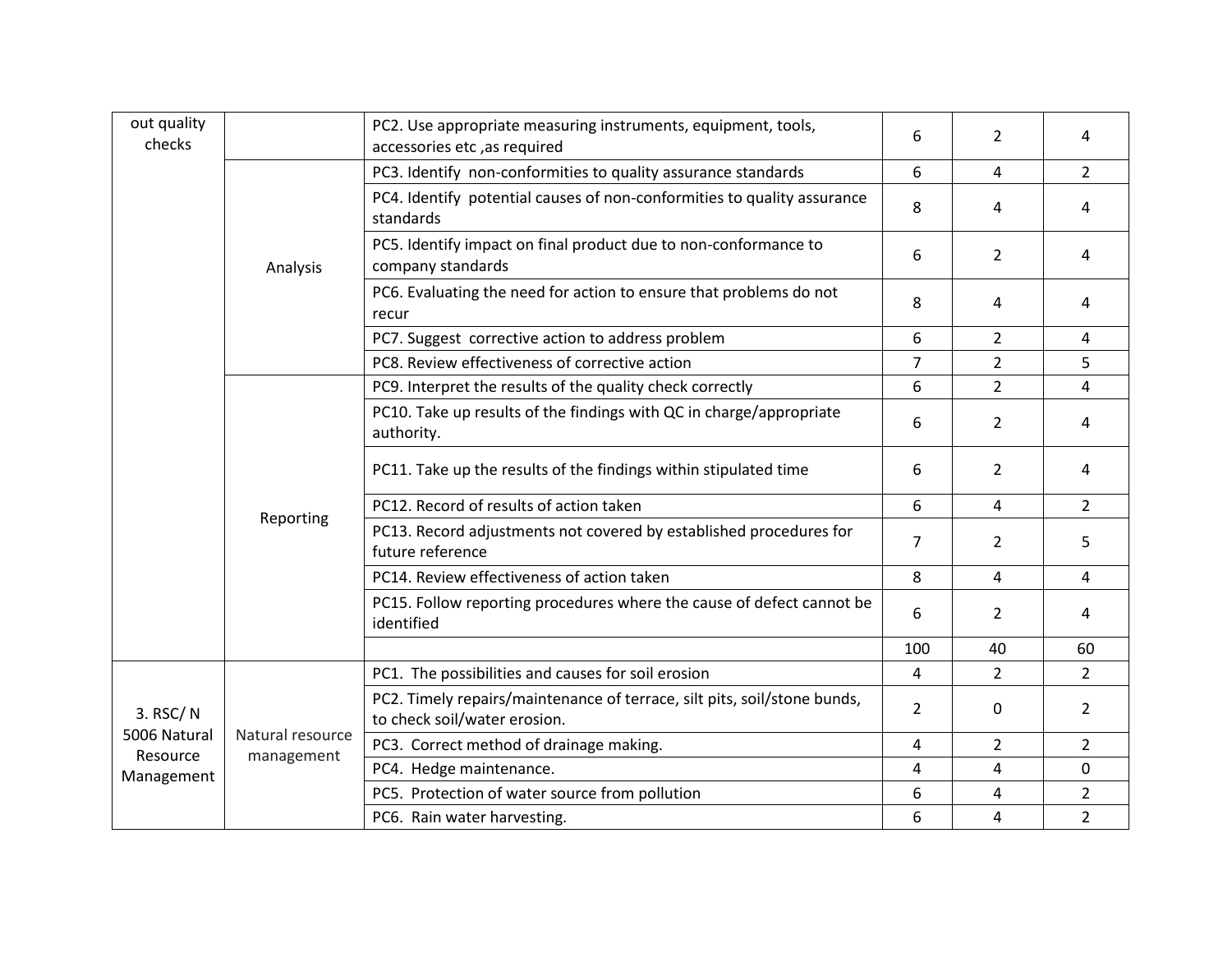| | | | | | |
|---|---|---|---|---|---|
| out quality checks | | PC2. Use appropriate measuring instruments, equipment, tools, accessories etc ,as required | 6 | 2 | 4 |
| | Analysis | PC3. Identify non-conformities to quality assurance standards | 6 | 4 | 2 |
| | | PC4. Identify potential causes of non-conformities to quality assurance standards | 8 | 4 | 4 |
| | | PC5. Identify impact on final product due to non-conformance to company standards | 6 | 2 | 4 |
| | | PC6. Evaluating the need for action to ensure that problems do not recur | 8 | 4 | 4 |
| | | PC7. Suggest corrective action to address problem | 6 | 2 | 4 |
| | | PC8. Review effectiveness of corrective action | 7 | 2 | 5 |
| | Reporting | PC9. Interpret the results of the quality check correctly | 6 | 2 | 4 |
| | | PC10. Take up results of the findings with QC in charge/appropriate authority. | 6 | 2 | 4 |
| | | PC11. Take up the results of the findings within stipulated time | 6 | 2 | 4 |
| | | PC12. Record of results of action taken | 6 | 4 | 2 |
| | | PC13. Record adjustments not covered by established procedures for future reference | 7 | 2 | 5 |
| | | PC14. Review effectiveness of action taken | 8 | 4 | 4 |
| | | PC15. Follow reporting procedures where the cause of defect cannot be identified | 6 | 2 | 4 |
| | | | 100 | 40 | 60 |
| 3. RSC/ N 5006 Natural Resource Management | Natural resource management | PC1. The possibilities and causes for soil erosion | 4 | 2 | 2 |
| | | PC2. Timely repairs/maintenance of terrace, silt pits, soil/stone bunds, to check soil/water erosion. | 2 | 0 | 2 |
| | | PC3. Correct method of drainage making. | 4 | 2 | 2 |
| | | PC4. Hedge maintenance. | 4 | 4 | 0 |
| | | PC5. Protection of water source from pollution | 6 | 4 | 2 |
| | | PC6. Rain water harvesting. | 6 | 4 | 2 |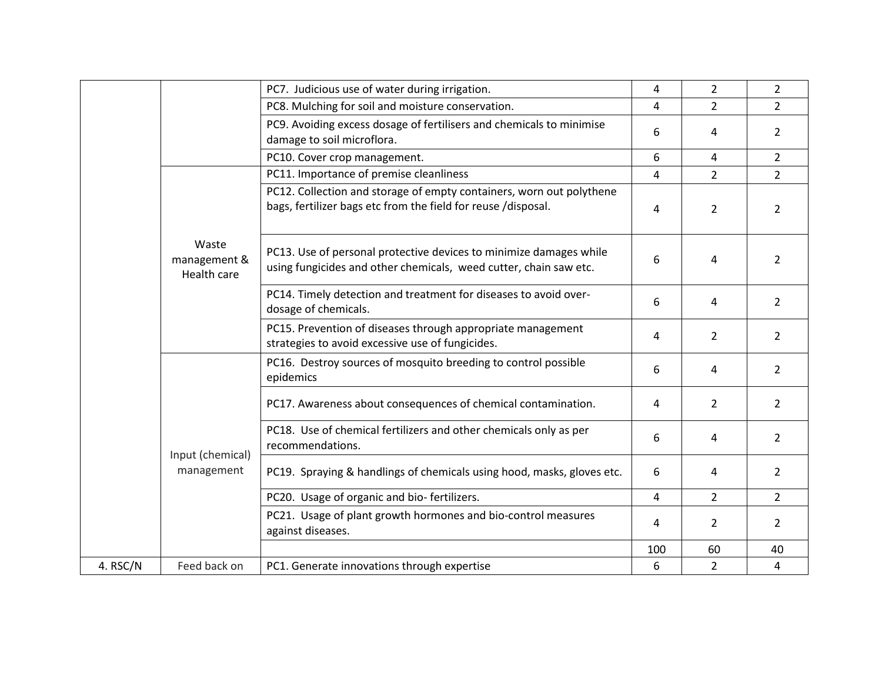| | | | | | |
|---|---|---|---|---|---|
| | | PC7. Judicious use of water during irrigation. | 4 | 2 | 2 |
| | | PC8. Mulching for soil and moisture conservation. | 4 | 2 | 2 |
| | | PC9. Avoiding excess dosage of fertilisers and chemicals to minimise damage to soil microflora. | 6 | 4 | 2 |
| | | PC10. Cover crop management. | 6 | 4 | 2 |
| | Waste management & Health care | PC11. Importance of premise cleanliness | 4 | 2 | 2 |
| | | PC12. Collection and storage of empty containers, worn out polythene bags, fertilizer bags etc from the field for reuse /disposal. | 4 | 2 | 2 |
| | | PC13. Use of personal protective devices to minimize damages while using fungicides and other chemicals, weed cutter, chain saw etc. | 6 | 4 | 2 |
| | | PC14. Timely detection and treatment for diseases to avoid over-dosage of chemicals. | 6 | 4 | 2 |
| | | PC15. Prevention of diseases through appropriate management strategies to avoid excessive use of fungicides. | 4 | 2 | 2 |
| | Input (chemical) management | PC16. Destroy sources of mosquito breeding to control possible epidemics | 6 | 4 | 2 |
| | | PC17. Awareness about consequences of chemical contamination. | 4 | 2 | 2 |
| | | PC18. Use of chemical fertilizers and other chemicals only as per recommendations. | 6 | 4 | 2 |
| | | PC19. Spraying & handlings of chemicals using hood, masks, gloves etc. | 6 | 4 | 2 |
| | | PC20. Usage of organic and bio- fertilizers. | 4 | 2 | 2 |
| | | PC21. Usage of plant growth hormones and bio-control measures against diseases. | 4 | 2 | 2 |
| | | | 100 | 60 | 40 |
| 4. RSC/N | Feed back on | PC1. Generate innovations through expertise | 6 | 2 | 4 |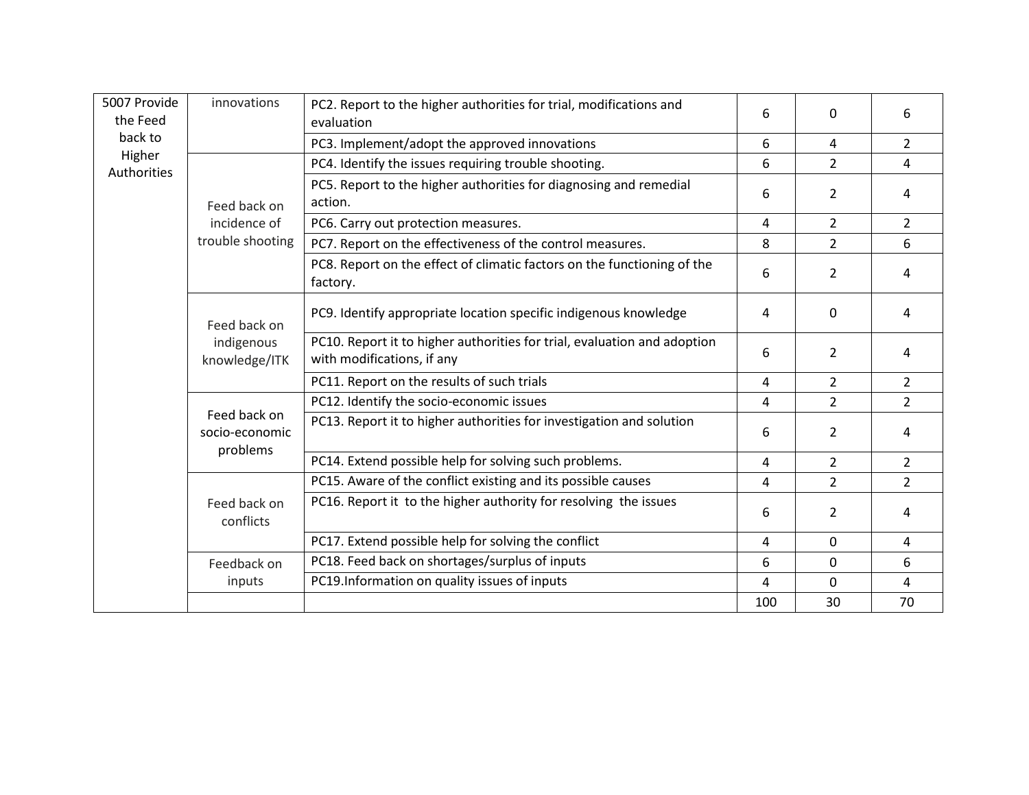| | | | | | |
|---|---|---|---|---|---|
| 5007 Provide the Feed back to Higher Authorities | innovations | PC2. Report to the higher authorities for trial, modifications and evaluation | 6 | 0 | 6 |
| | | PC3. Implement/adopt the approved innovations | 6 | 4 | 2 |
| | Feed back on incidence of trouble shooting | PC4. Identify the issues requiring trouble shooting. | 6 | 2 | 4 |
| | | PC5. Report to the higher authorities for diagnosing and remedial action. | 6 | 2 | 4 |
| | | PC6. Carry out protection measures. | 4 | 2 | 2 |
| | | PC7. Report on the effectiveness of the control measures. | 8 | 2 | 6 |
| | | PC8. Report on the effect of climatic factors on the functioning of the factory. | 6 | 2 | 4 |
| | Feed back on indigenous knowledge/ITK | PC9. Identify appropriate location specific indigenous knowledge | 4 | 0 | 4 |
| | | PC10. Report it to higher authorities for trial, evaluation and adoption with modifications, if any | 6 | 2 | 4 |
| | | PC11. Report on the results of such trials | 4 | 2 | 2 |
| | Feed back on socio-economic problems | PC12. Identify the socio-economic issues | 4 | 2 | 2 |
| | | PC13. Report it to higher authorities for investigation and solution | 6 | 2 | 4 |
| | | PC14. Extend possible help for solving such problems. | 4 | 2 | 2 |
| | Feed back on conflicts | PC15. Aware of the conflict existing and its possible causes | 4 | 2 | 2 |
| | | PC16. Report it to the higher authority for resolving the issues | 6 | 2 | 4 |
| | | PC17. Extend possible help for solving the conflict | 4 | 0 | 4 |
| | Feedback on inputs | PC18. Feed back on shortages/surplus of inputs | 6 | 0 | 6 |
| | | PC19.Information on quality issues of inputs | 4 | 0 | 4 |
| | | | 100 | 30 | 70 |